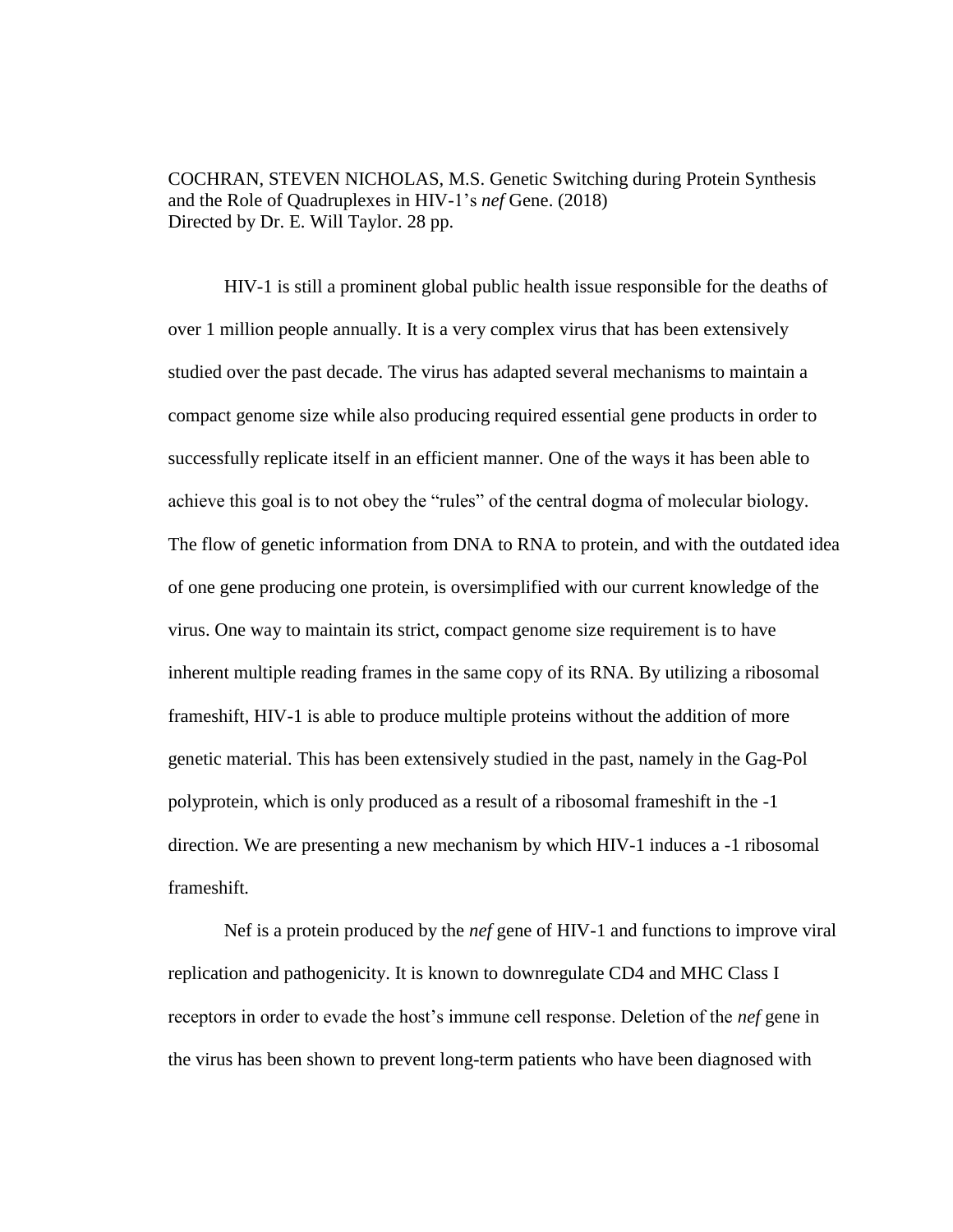COCHRAN, STEVEN NICHOLAS, M.S. Genetic Switching during Protein Synthesis and the Role of Quadruplexes in HIV-1's *nef* Gene. (2018)
Directed by Dr. E. Will Taylor. 28 pp.

HIV-1 is still a prominent global public health issue responsible for the deaths of over 1 million people annually. It is a very complex virus that has been extensively studied over the past decade. The virus has adapted several mechanisms to maintain a compact genome size while also producing required essential gene products in order to successfully replicate itself in an efficient manner. One of the ways it has been able to achieve this goal is to not obey the "rules" of the central dogma of molecular biology. The flow of genetic information from DNA to RNA to protein, and with the outdated idea of one gene producing one protein, is oversimplified with our current knowledge of the virus. One way to maintain its strict, compact genome size requirement is to have inherent multiple reading frames in the same copy of its RNA. By utilizing a ribosomal frameshift, HIV-1 is able to produce multiple proteins without the addition of more genetic material. This has been extensively studied in the past, namely in the Gag-Pol polyprotein, which is only produced as a result of a ribosomal frameshift in the -1 direction. We are presenting a new mechanism by which HIV-1 induces a -1 ribosomal frameshift.

Nef is a protein produced by the *nef* gene of HIV-1 and functions to improve viral replication and pathogenicity. It is known to downregulate CD4 and MHC Class I receptors in order to evade the host's immune cell response. Deletion of the *nef* gene in the virus has been shown to prevent long-term patients who have been diagnosed with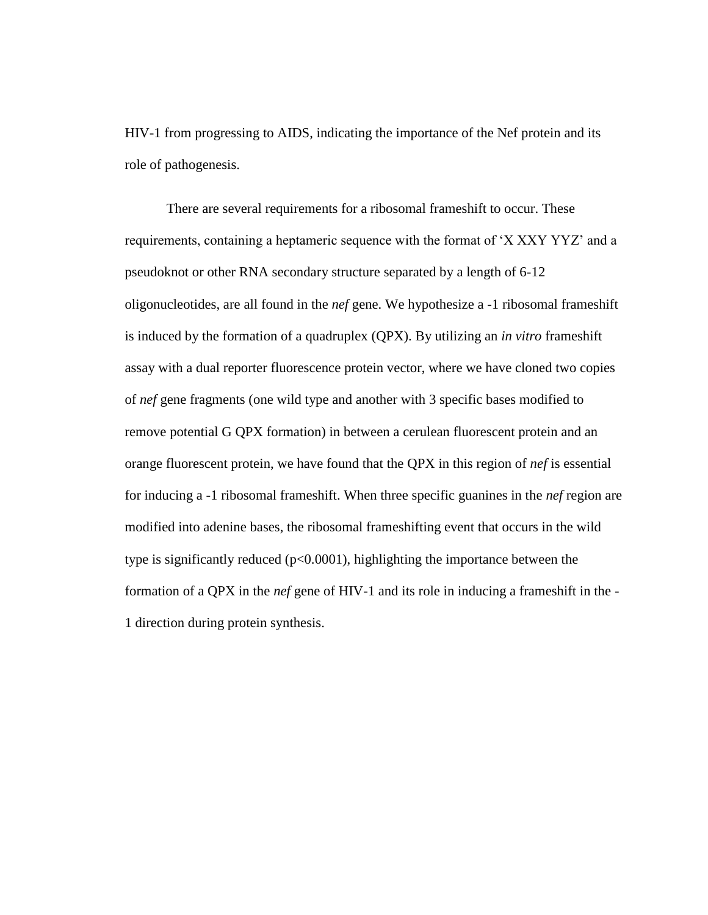HIV-1 from progressing to AIDS, indicating the importance of the Nef protein and its role of pathogenesis.

There are several requirements for a ribosomal frameshift to occur. These requirements, containing a heptameric sequence with the format of 'X XXY YYZ' and a pseudoknot or other RNA secondary structure separated by a length of 6-12 oligonucleotides, are all found in the *nef* gene. We hypothesize a -1 ribosomal frameshift is induced by the formation of a quadruplex (QPX). By utilizing an *in vitro* frameshift assay with a dual reporter fluorescence protein vector, where we have cloned two copies of *nef* gene fragments (one wild type and another with 3 specific bases modified to remove potential G QPX formation) in between a cerulean fluorescent protein and an orange fluorescent protein, we have found that the QPX in this region of *nef* is essential for inducing a -1 ribosomal frameshift. When three specific guanines in the *nef* region are modified into adenine bases, the ribosomal frameshifting event that occurs in the wild type is significantly reduced ($p<0.0001$), highlighting the importance between the formation of a QPX in the *nef* gene of HIV-1 and its role in inducing a frameshift in the -1 direction during protein synthesis.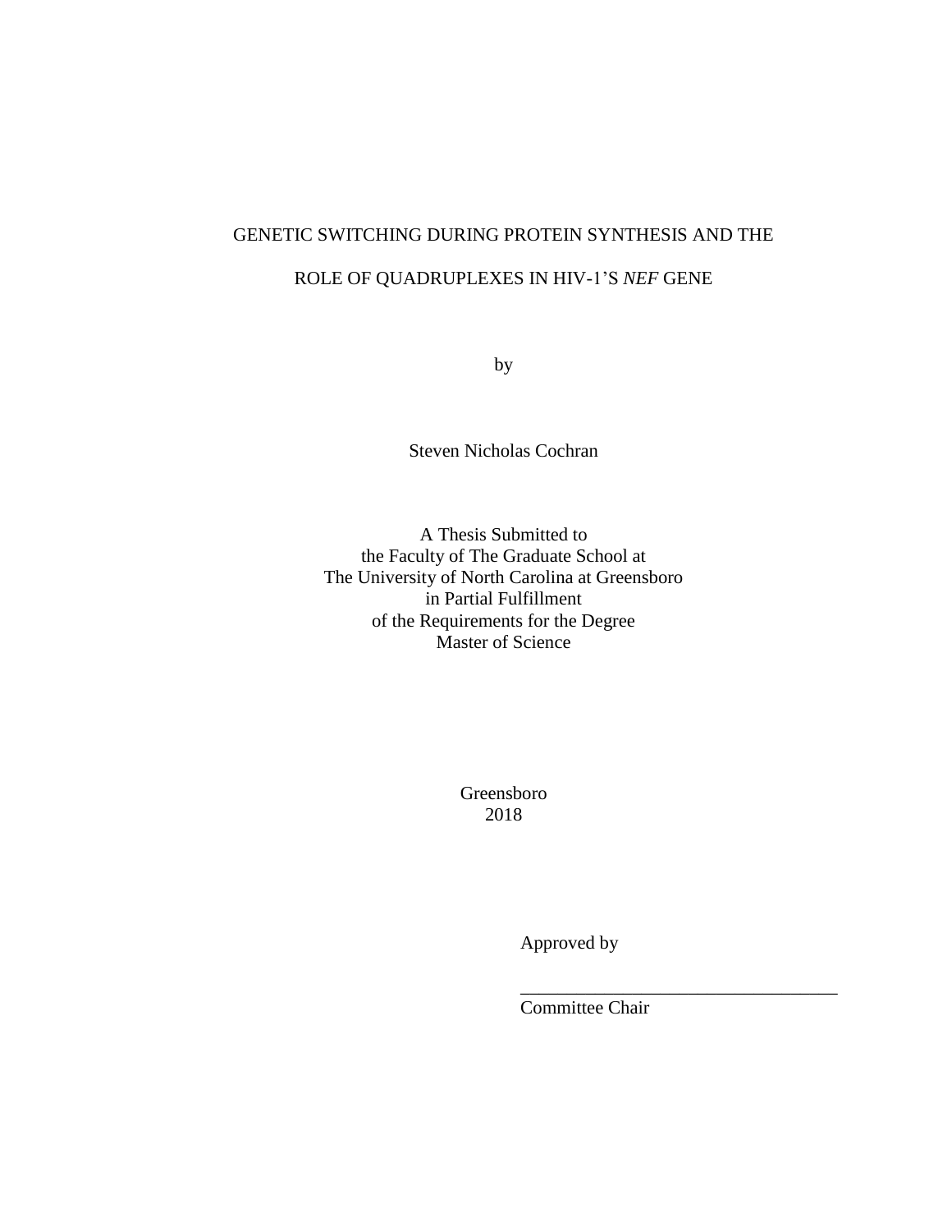GENETIC SWITCHING DURING PROTEIN SYNTHESIS AND THE

ROLE OF QUADRUPLEXES IN HIV-1'S *NEF* GENE

by

Steven Nicholas Cochran

A Thesis Submitted to
the Faculty of The Graduate School at
The University of North Carolina at Greensboro
in Partial Fulfillment
of the Requirements for the Degree
Master of Science

Greensboro
2018

Approved by

___________________________________
Committee Chair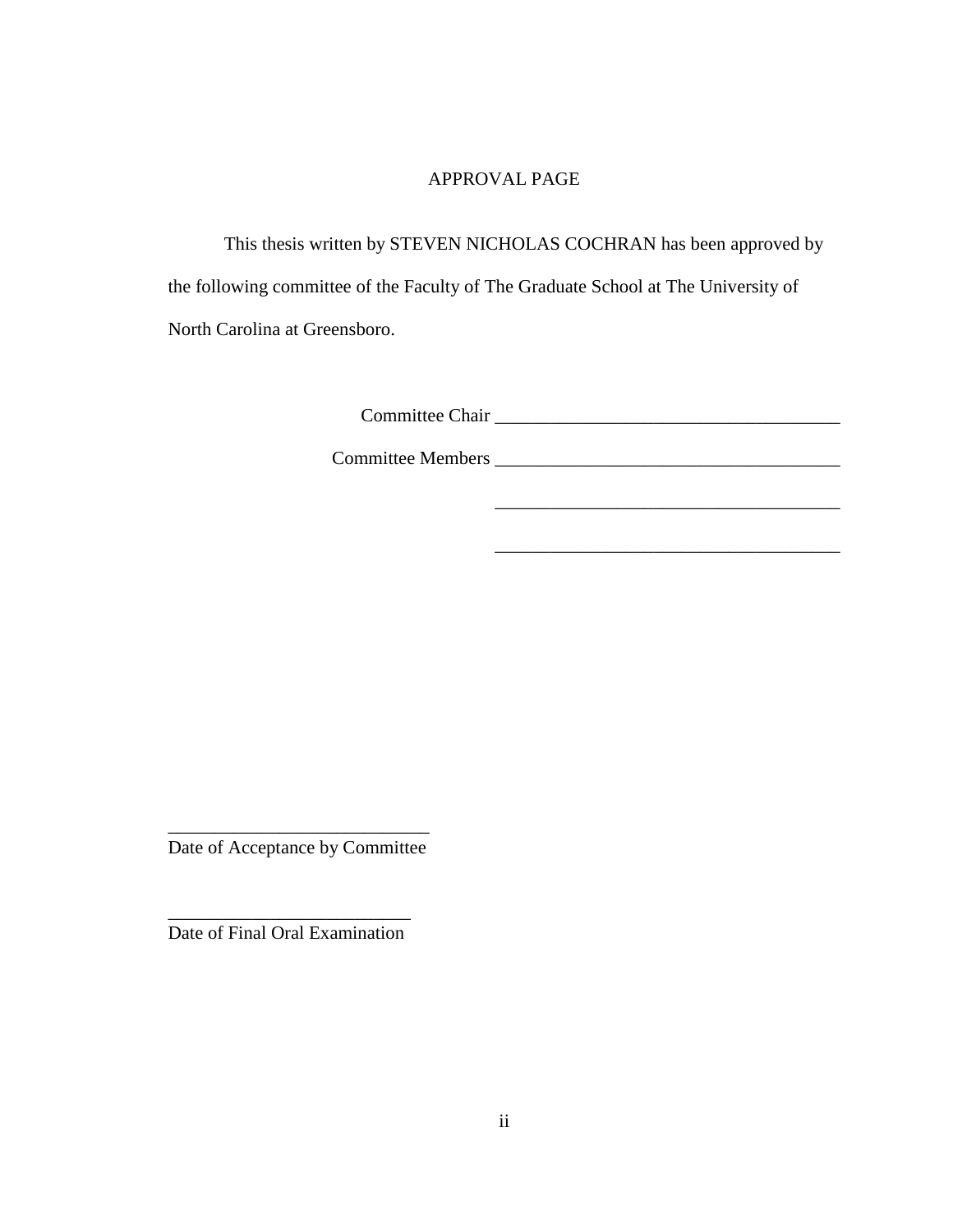# APPROVAL PAGE

This thesis written by STEVEN NICHOLAS COCHRAN has been approved by the following committee of the Faculty of The Graduate School at The University of North Carolina at Greensboro.

Committee Chair ____________________________________

Committee Members ____________________________________

____________________________________

____________________________________

____________________________
Date of Acceptance by Committee

__________________________
Date of Final Oral Examination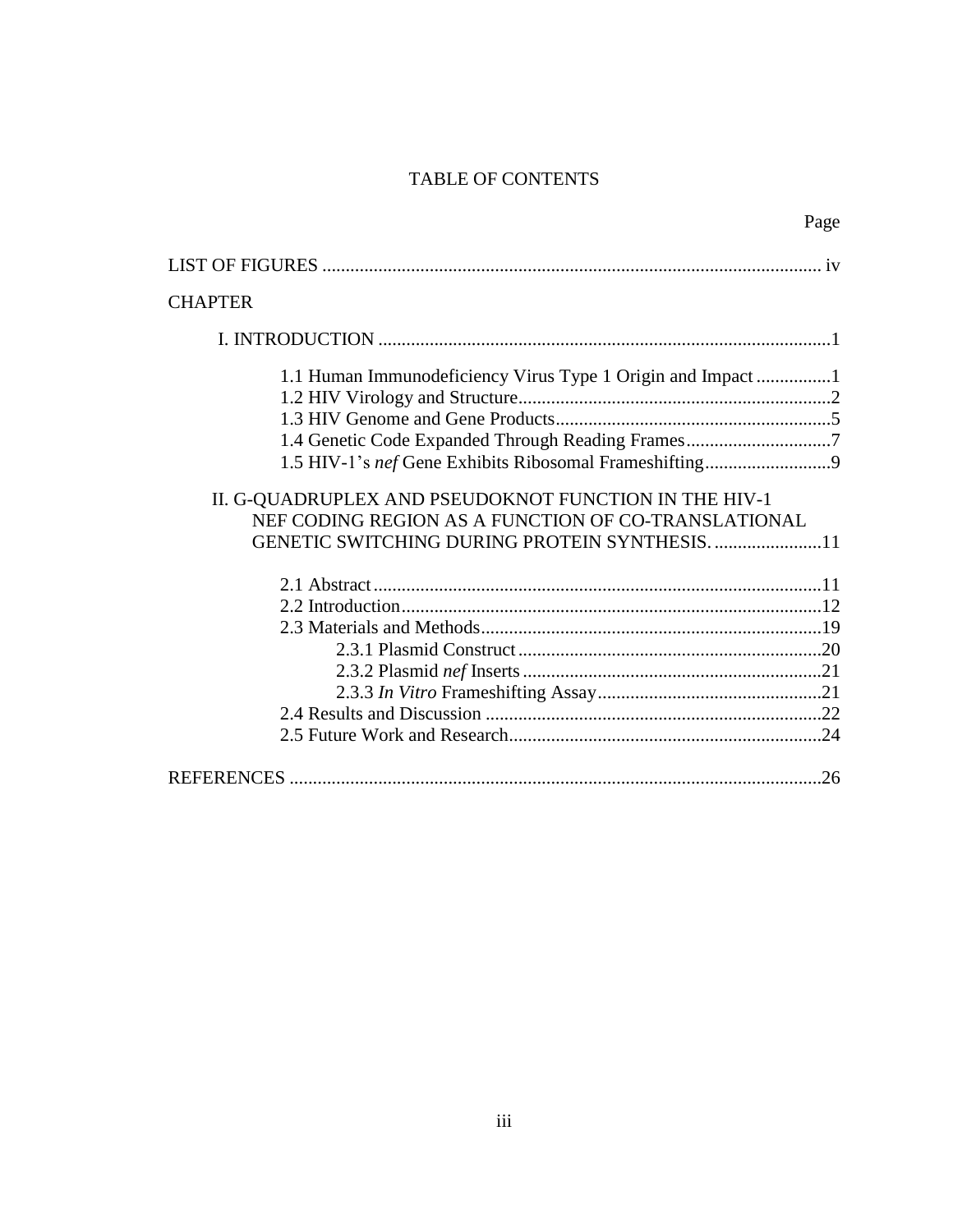# TABLE OF CONTENTS

Page

LIST OF FIGURES .......................................................................................................... iv

CHAPTER

I. INTRODUCTION ................................................................................................1

1.1 Human Immunodeficiency Virus Type 1 Origin and Impact ................1
1.2 HIV Virology and Structure...................................................................2
1.3 HIV Genome and Gene Products...........................................................5
1.4 Genetic Code Expanded Through Reading Frames...............................7
1.5 HIV-1's *nef* Gene Exhibits Ribosomal Frameshifting...........................9

II. G-QUADRUPLEX AND PSEUDOKNOT FUNCTION IN THE HIV-1 NEF CODING REGION AS A FUNCTION OF CO-TRANSLATIONAL GENETIC SWITCHING DURING PROTEIN SYNTHESIS. .......................11

2.1 Abstract...............................................................................................11
2.2 Introduction.........................................................................................12
2.3 Materials and Methods.........................................................................19
2.3.1 Plasmid Construct.................................................................20
2.3.2 Plasmid *nef* Inserts................................................................21
2.3.3 *In Vitro* Frameshifting Assay................................................21
2.4 Results and Discussion .......................................................................22
2.5 Future Work and Research...................................................................24

REFERENCES ..................................................................................................................26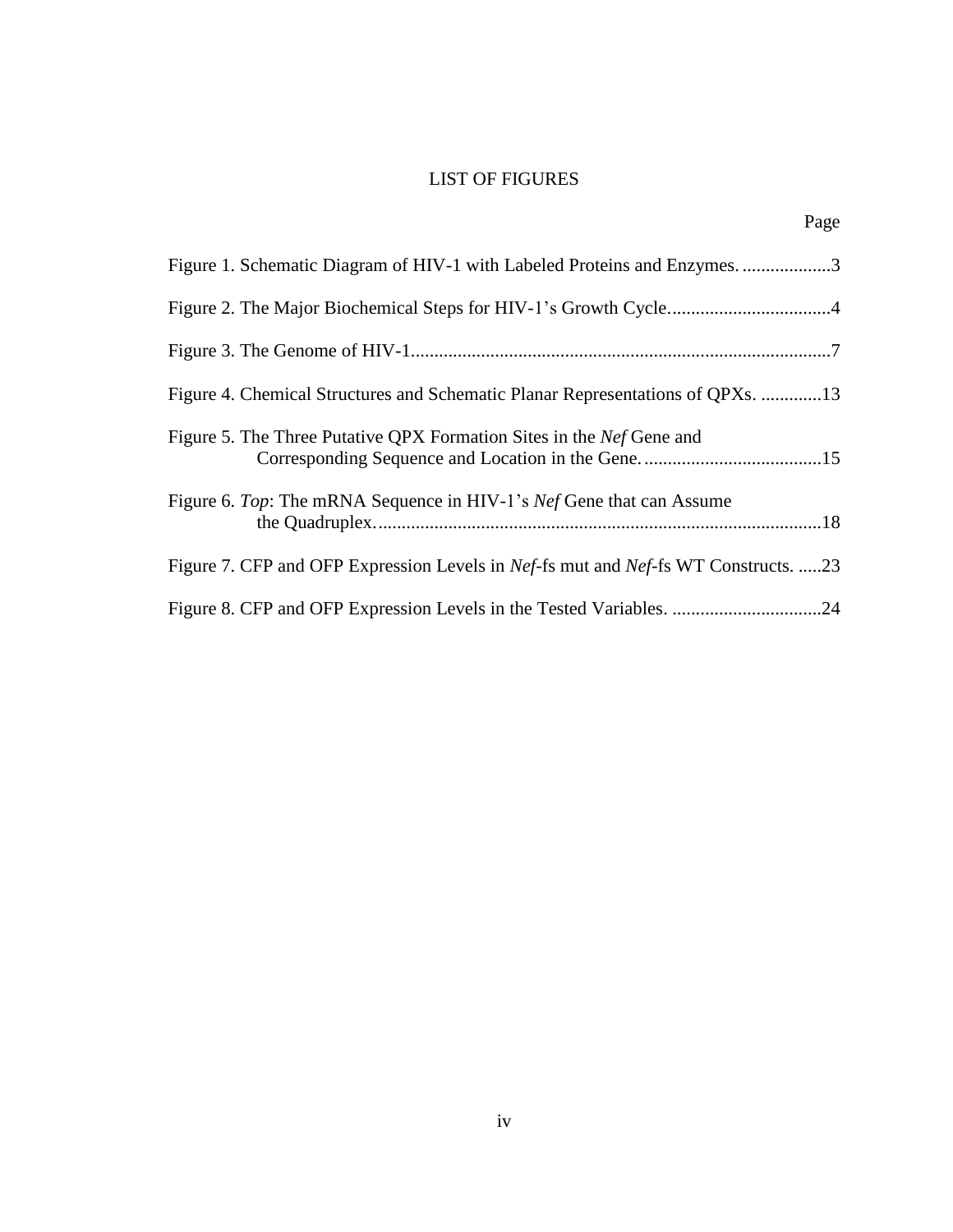# LIST OF FIGURES

Page

Figure 1. Schematic Diagram of HIV-1 with Labeled Proteins and Enzymes. ...................3

Figure 2. The Major Biochemical Steps for HIV-1's Growth Cycle..................................4

Figure 3. The Genome of HIV-1.........................................................................................7

Figure 4. Chemical Structures and Schematic Planar Representations of QPXs. .............13

Figure 5. The Three Putative QPX Formation Sites in the *Nef* Gene and Corresponding Sequence and Location in the Gene. ......................................15

Figure 6. *Top*: The mRNA Sequence in HIV-1's *Nef* Gene that can Assume the Quadruplex. ...............................................................................................18

Figure 7. CFP and OFP Expression Levels in *Nef*-fs mut and *Nef*-fs WT Constructs. .....23

Figure 8. CFP and OFP Expression Levels in the Tested Variables. ................................24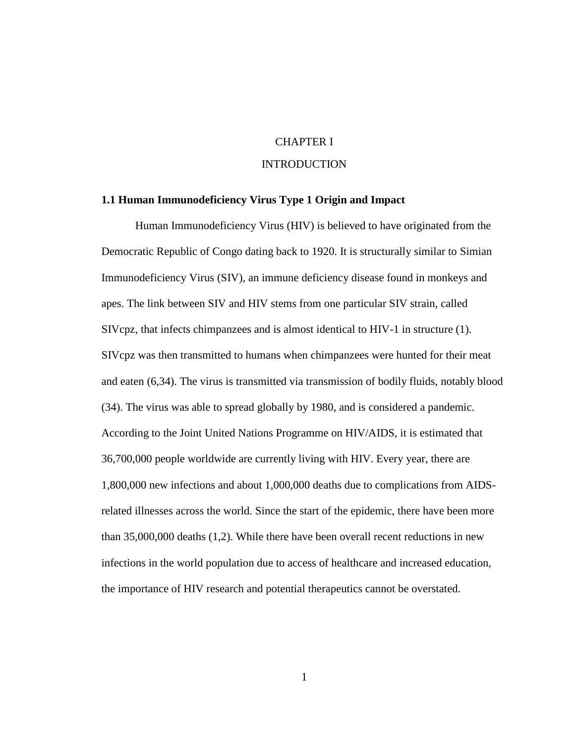# CHAPTER I

# INTRODUCTION

## 1.1 Human Immunodeficiency Virus Type 1 Origin and Impact

Human Immunodeficiency Virus (HIV) is believed to have originated from the Democratic Republic of Congo dating back to 1920. It is structurally similar to Simian Immunodeficiency Virus (SIV), an immune deficiency disease found in monkeys and apes. The link between SIV and HIV stems from one particular SIV strain, called SIVcpz, that infects chimpanzees and is almost identical to HIV-1 in structure (1). SIVcpz was then transmitted to humans when chimpanzees were hunted for their meat and eaten (6,34). The virus is transmitted via transmission of bodily fluids, notably blood (34). The virus was able to spread globally by 1980, and is considered a pandemic. According to the Joint United Nations Programme on HIV/AIDS, it is estimated that 36,700,000 people worldwide are currently living with HIV. Every year, there are 1,800,000 new infections and about 1,000,000 deaths due to complications from AIDS-related illnesses across the world. Since the start of the epidemic, there have been more than 35,000,000 deaths (1,2). While there have been overall recent reductions in new infections in the world population due to access of healthcare and increased education, the importance of HIV research and potential therapeutics cannot be overstated.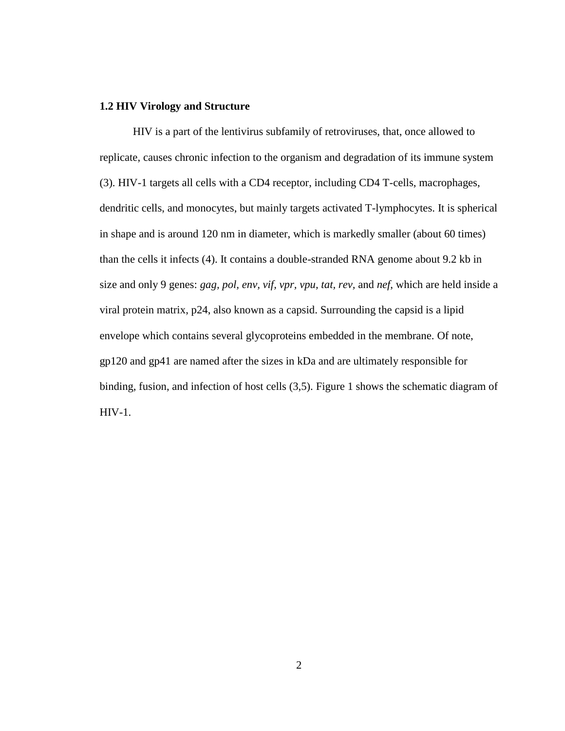### 1.2 HIV Virology and Structure

HIV is a part of the lentivirus subfamily of retroviruses, that, once allowed to replicate, causes chronic infection to the organism and degradation of its immune system (3). HIV-1 targets all cells with a CD4 receptor, including CD4 T-cells, macrophages, dendritic cells, and monocytes, but mainly targets activated T-lymphocytes. It is spherical in shape and is around 120 nm in diameter, which is markedly smaller (about 60 times) than the cells it infects (4). It contains a double-stranded RNA genome about 9.2 kb in size and only 9 genes: *gag*, *pol*, *env*, *vif, vpr, vpu, tat, rev,* and *nef*, which are held inside a viral protein matrix, p24, also known as a capsid. Surrounding the capsid is a lipid envelope which contains several glycoproteins embedded in the membrane. Of note, gp120 and gp41 are named after the sizes in kDa and are ultimately responsible for binding, fusion, and infection of host cells (3,5). Figure 1 shows the schematic diagram of HIV-1.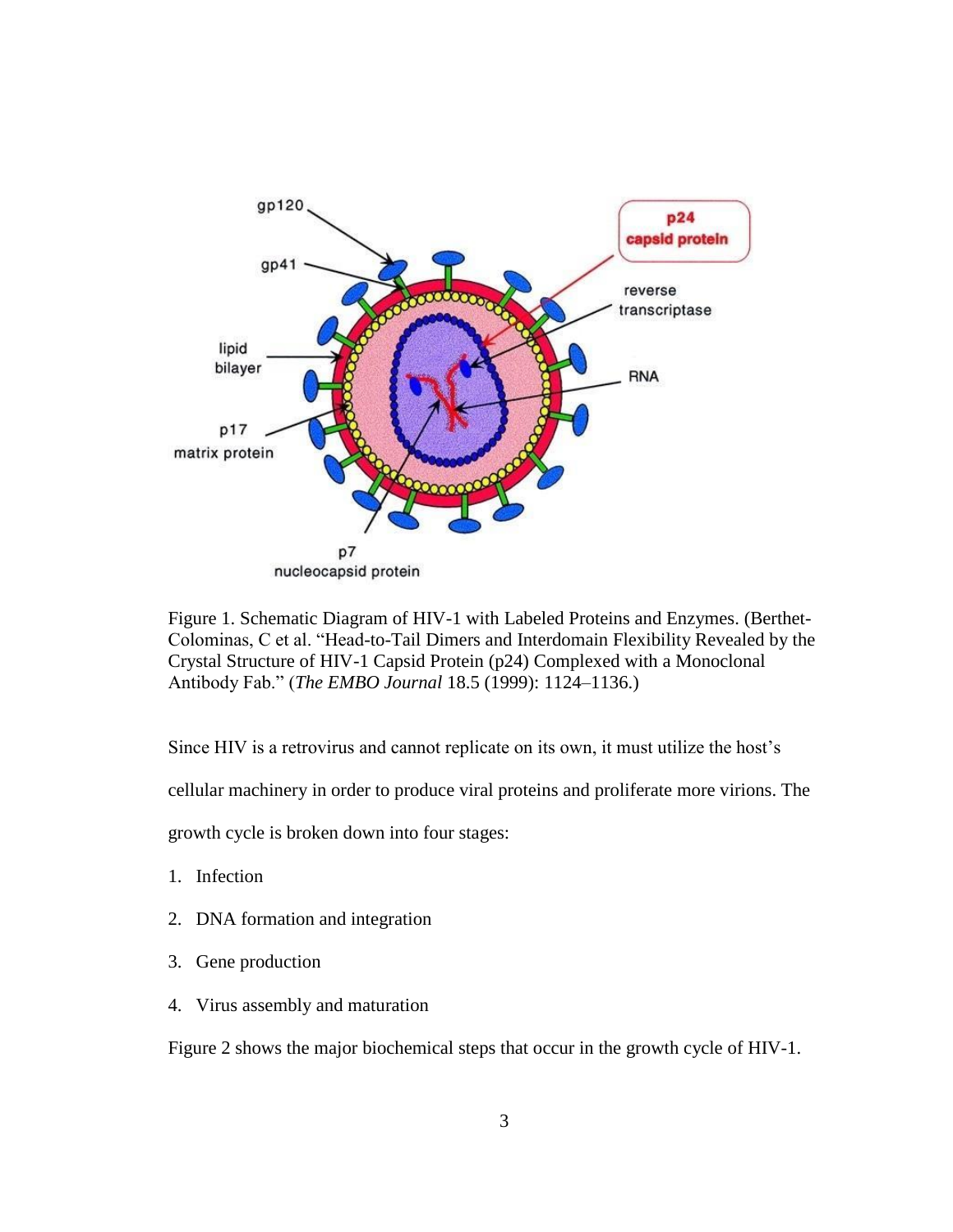Figure 1. Schematic Diagram of HIV-1 with Labeled Proteins and Enzymes. (Berthet-Colominas, C et al. "Head-to-Tail Dimers and Interdomain Flexibility Revealed by the Crystal Structure of HIV-1 Capsid Protein (p24) Complexed with a Monoclonal Antibody Fab." (*The EMBO Journal* 18.5 (1999): 1124–1136.)

Since HIV is a retrovirus and cannot replicate on its own, it must utilize the host's cellular machinery in order to produce viral proteins and proliferate more virions. The growth cycle is broken down into four stages:

1. Infection
2. DNA formation and integration
3. Gene production
4. Virus assembly and maturation

Figure 2 shows the major biochemical steps that occur in the growth cycle of HIV-1.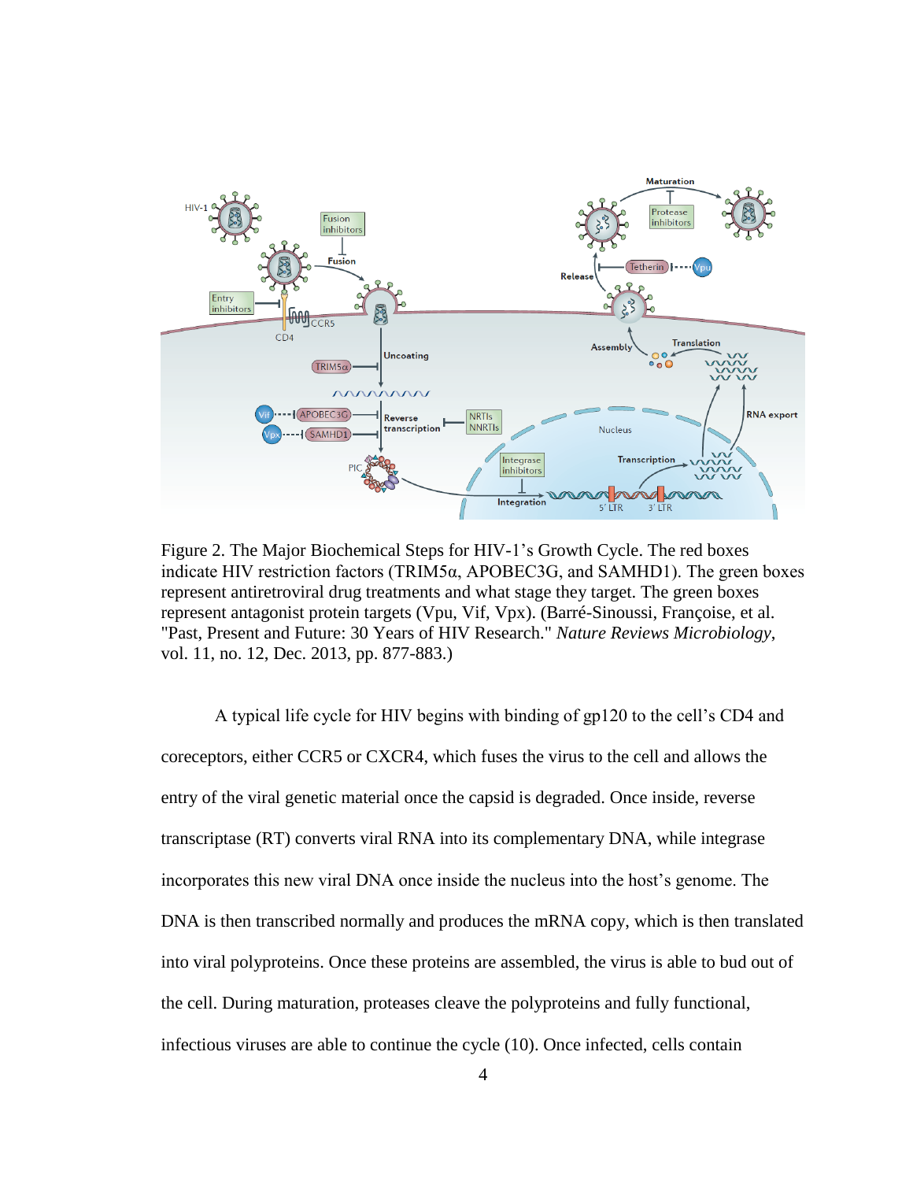Figure 2. The Major Biochemical Steps for HIV-1's Growth Cycle. The red boxes indicate HIV restriction factors (TRIM5α, APOBEC3G, and SAMHD1). The green boxes represent antiretroviral drug treatments and what stage they target. The green boxes represent antagonist protein targets (Vpu, Vif, Vpx). (Barré-Sinoussi, Françoise, et al. "Past, Present and Future: 30 Years of HIV Research." *Nature Reviews Microbiology*, vol. 11, no. 12, Dec. 2013, pp. 877-883.)

A typical life cycle for HIV begins with binding of gp120 to the cell's CD4 and coreceptors, either CCR5 or CXCR4, which fuses the virus to the cell and allows the entry of the viral genetic material once the capsid is degraded. Once inside, reverse transcriptase (RT) converts viral RNA into its complementary DNA, while integrase incorporates this new viral DNA once inside the nucleus into the host's genome. The DNA is then transcribed normally and produces the mRNA copy, which is then translated into viral polyproteins. Once these proteins are assembled, the virus is able to bud out of the cell. During maturation, proteases cleave the polyproteins and fully functional, infectious viruses are able to continue the cycle (10). Once infected, cells contain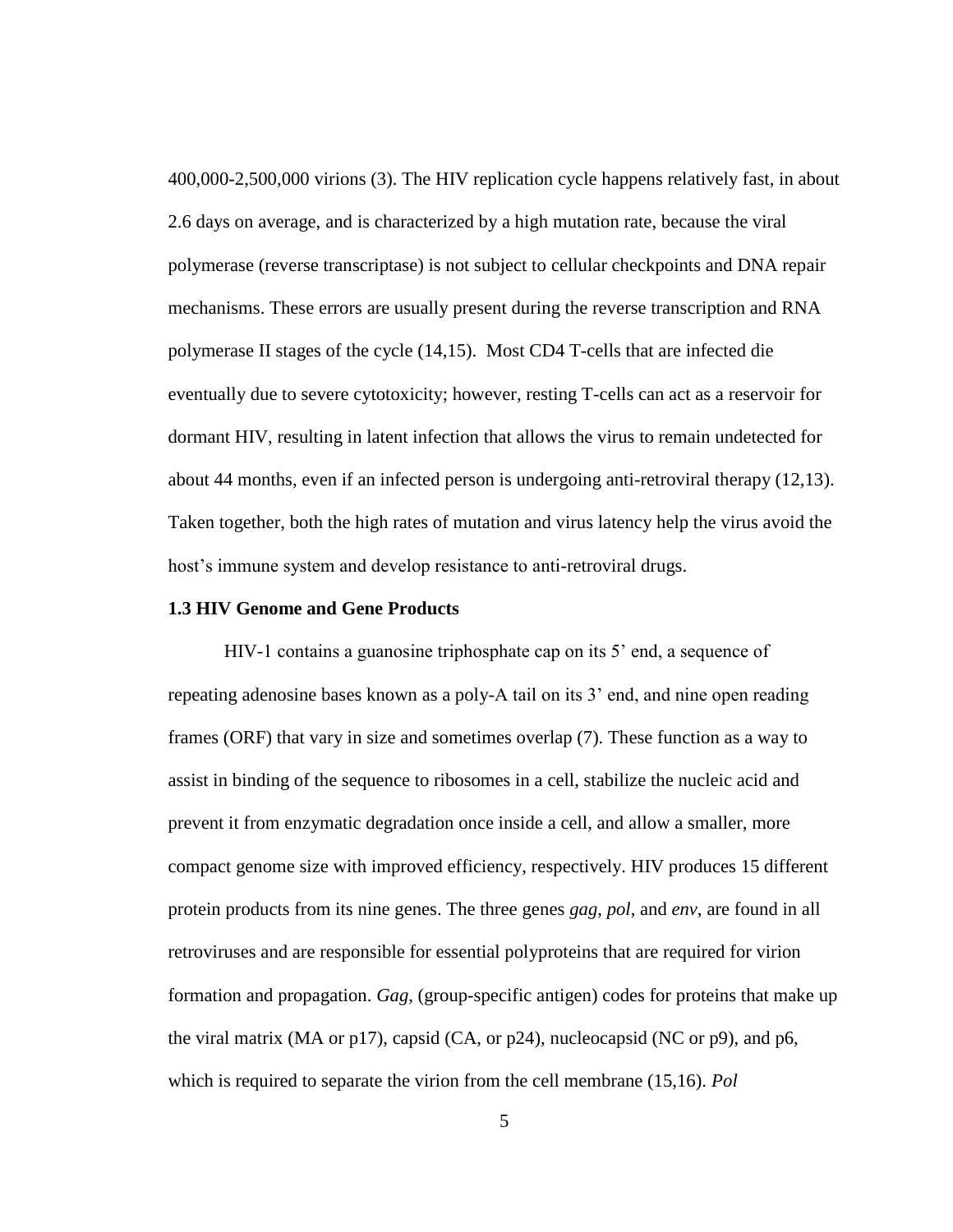400,000-2,500,000 virions (3). The HIV replication cycle happens relatively fast, in about 2.6 days on average, and is characterized by a high mutation rate, because the viral polymerase (reverse transcriptase) is not subject to cellular checkpoints and DNA repair mechanisms. These errors are usually present during the reverse transcription and RNA polymerase II stages of the cycle (14,15). Most CD4 T-cells that are infected die eventually due to severe cytotoxicity; however, resting T-cells can act as a reservoir for dormant HIV, resulting in latent infection that allows the virus to remain undetected for about 44 months, even if an infected person is undergoing anti-retroviral therapy (12,13). Taken together, both the high rates of mutation and virus latency help the virus avoid the host's immune system and develop resistance to anti-retroviral drugs.

### 1.3 HIV Genome and Gene Products

HIV-1 contains a guanosine triphosphate cap on its 5' end, a sequence of repeating adenosine bases known as a poly-A tail on its 3' end, and nine open reading frames (ORF) that vary in size and sometimes overlap (7). These function as a way to assist in binding of the sequence to ribosomes in a cell, stabilize the nucleic acid and prevent it from enzymatic degradation once inside a cell, and allow a smaller, more compact genome size with improved efficiency, respectively. HIV produces 15 different protein products from its nine genes. The three genes *gag*, *pol*, and *env*, are found in all retroviruses and are responsible for essential polyproteins that are required for virion formation and propagation. *Gag*, (group-specific antigen) codes for proteins that make up the viral matrix (MA or p17), capsid (CA, or p24), nucleocapsid (NC or p9), and p6, which is required to separate the virion from the cell membrane (15,16). *Pol*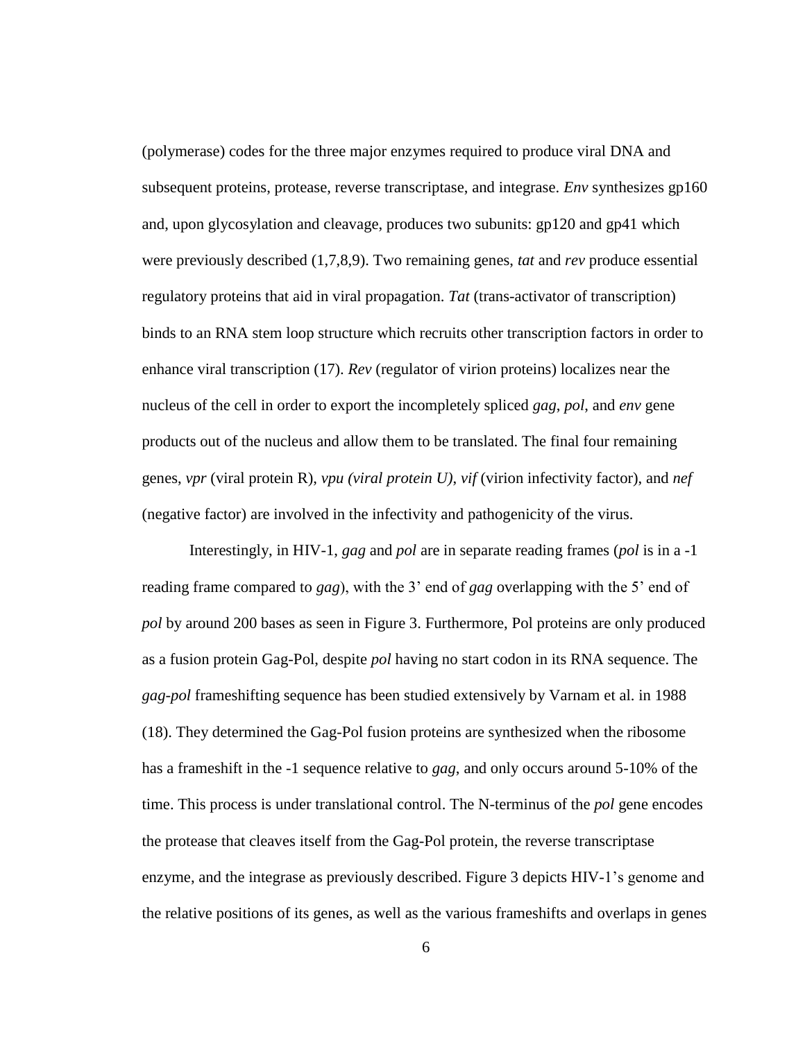(polymerase) codes for the three major enzymes required to produce viral DNA and subsequent proteins, protease, reverse transcriptase, and integrase. *Env* synthesizes gp160 and, upon glycosylation and cleavage, produces two subunits: gp120 and gp41 which were previously described (1,7,8,9). Two remaining genes, *tat* and *rev* produce essential regulatory proteins that aid in viral propagation. *Tat* (trans-activator of transcription) binds to an RNA stem loop structure which recruits other transcription factors in order to enhance viral transcription (17). *Rev* (regulator of virion proteins) localizes near the nucleus of the cell in order to export the incompletely spliced *gag*, *pol*, and *env* gene products out of the nucleus and allow them to be translated. The final four remaining genes, *vpr* (viral protein R), *vpu (viral protein U)*, *vif* (virion infectivity factor), and *nef* (negative factor) are involved in the infectivity and pathogenicity of the virus.

Interestingly, in HIV-1, *gag* and *pol* are in separate reading frames (*pol* is in a -1 reading frame compared to *gag*), with the 3' end of *gag* overlapping with the 5' end of *pol* by around 200 bases as seen in Figure 3. Furthermore, Pol proteins are only produced as a fusion protein Gag-Pol, despite *pol* having no start codon in its RNA sequence. The *gag-pol* frameshifting sequence has been studied extensively by Varnam et al. in 1988 (18). They determined the Gag-Pol fusion proteins are synthesized when the ribosome has a frameshift in the -1 sequence relative to *gag*, and only occurs around 5-10% of the time. This process is under translational control. The N-terminus of the *pol* gene encodes the protease that cleaves itself from the Gag-Pol protein, the reverse transcriptase enzyme, and the integrase as previously described. Figure 3 depicts HIV-1's genome and the relative positions of its genes, as well as the various frameshifts and overlaps in genes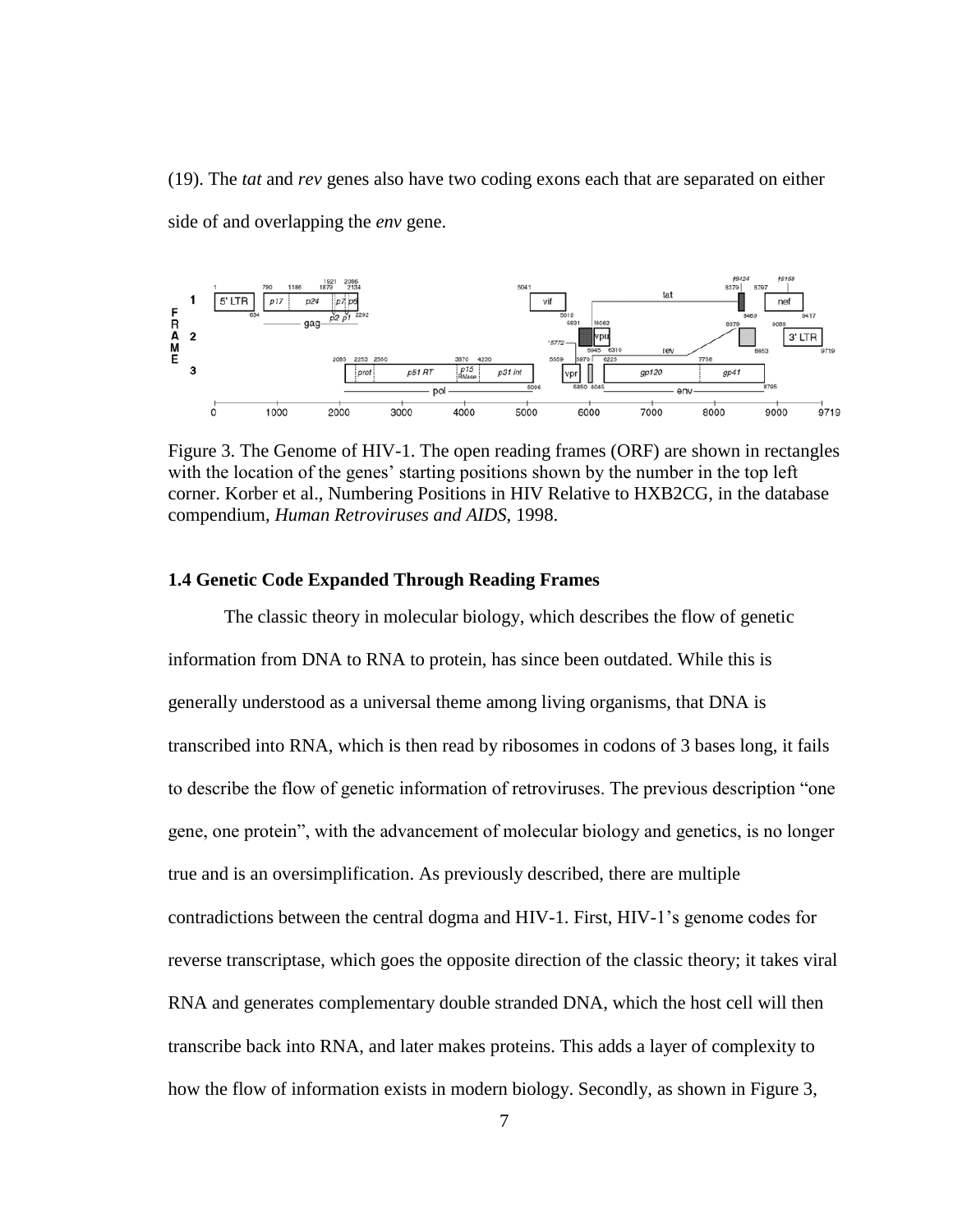(19). The *tat* and *rev* genes also have two coding exons each that are separated on either side of and overlapping the *env* gene.

Figure 3. The Genome of HIV-1. The open reading frames (ORF) are shown in rectangles with the location of the genes' starting positions shown by the number in the top left corner. Korber et al., Numbering Positions in HIV Relative to HXB2CG, in the database compendium, *Human Retroviruses and AIDS*, 1998.

### 1.4 Genetic Code Expanded Through Reading Frames

The classic theory in molecular biology, which describes the flow of genetic information from DNA to RNA to protein, has since been outdated. While this is generally understood as a universal theme among living organisms, that DNA is transcribed into RNA, which is then read by ribosomes in codons of 3 bases long, it fails to describe the flow of genetic information of retroviruses. The previous description "one gene, one protein", with the advancement of molecular biology and genetics, is no longer true and is an oversimplification. As previously described, there are multiple contradictions between the central dogma and HIV-1. First, HIV-1's genome codes for reverse transcriptase, which goes the opposite direction of the classic theory; it takes viral RNA and generates complementary double stranded DNA, which the host cell will then transcribe back into RNA, and later makes proteins. This adds a layer of complexity to how the flow of information exists in modern biology. Secondly, as shown in Figure 3,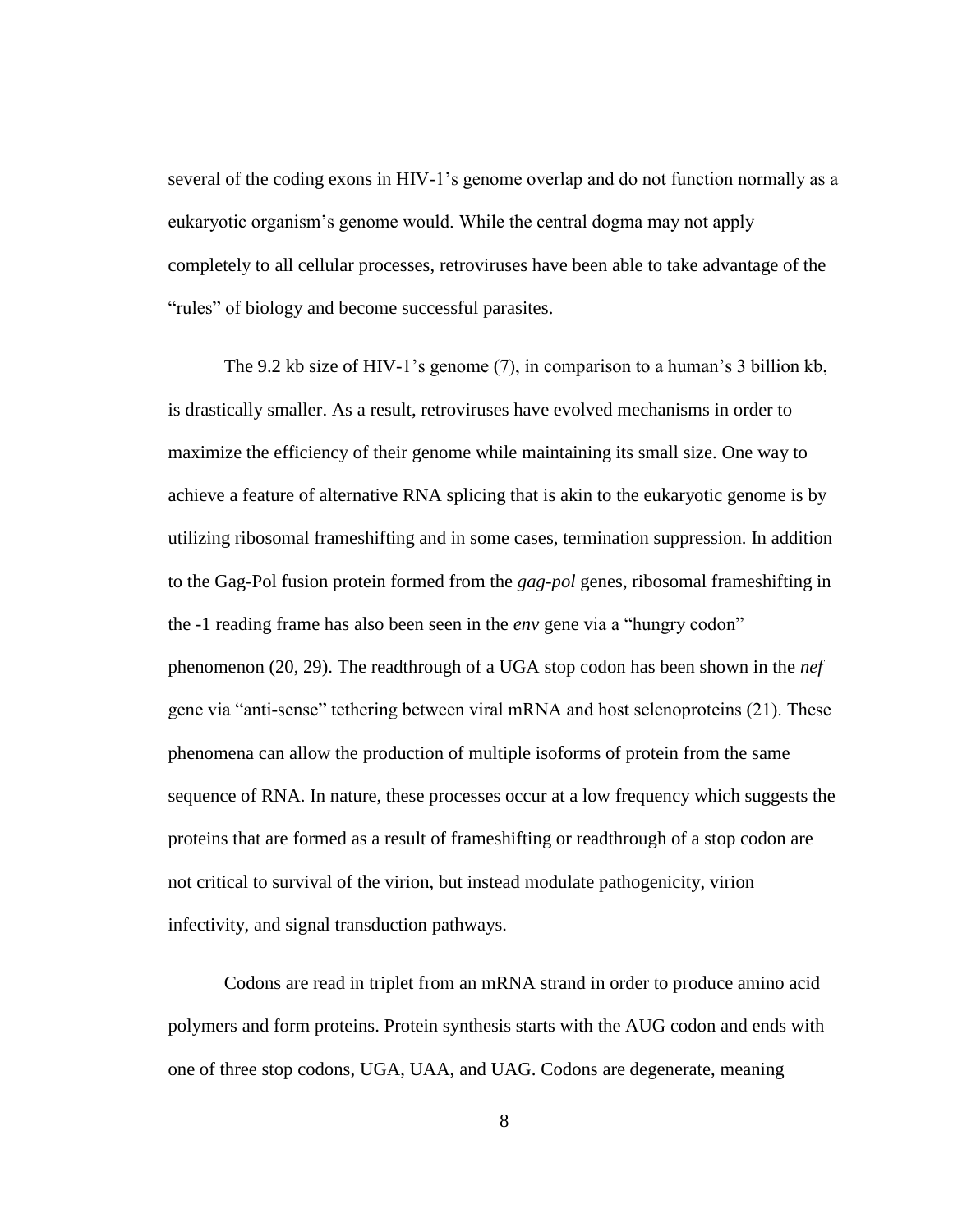several of the coding exons in HIV-1's genome overlap and do not function normally as a eukaryotic organism's genome would. While the central dogma may not apply completely to all cellular processes, retroviruses have been able to take advantage of the "rules" of biology and become successful parasites.

The 9.2 kb size of HIV-1's genome (7), in comparison to a human's 3 billion kb, is drastically smaller. As a result, retroviruses have evolved mechanisms in order to maximize the efficiency of their genome while maintaining its small size. One way to achieve a feature of alternative RNA splicing that is akin to the eukaryotic genome is by utilizing ribosomal frameshifting and in some cases, termination suppression. In addition to the Gag-Pol fusion protein formed from the *gag-pol* genes, ribosomal frameshifting in the -1 reading frame has also been seen in the *env* gene via a "hungry codon" phenomenon (20, 29). The readthrough of a UGA stop codon has been shown in the *nef* gene via "anti-sense" tethering between viral mRNA and host selenoproteins (21). These phenomena can allow the production of multiple isoforms of protein from the same sequence of RNA. In nature, these processes occur at a low frequency which suggests the proteins that are formed as a result of frameshifting or readthrough of a stop codon are not critical to survival of the virion, but instead modulate pathogenicity, virion infectivity, and signal transduction pathways.

Codons are read in triplet from an mRNA strand in order to produce amino acid polymers and form proteins. Protein synthesis starts with the AUG codon and ends with one of three stop codons, UGA, UAA, and UAG. Codons are degenerate, meaning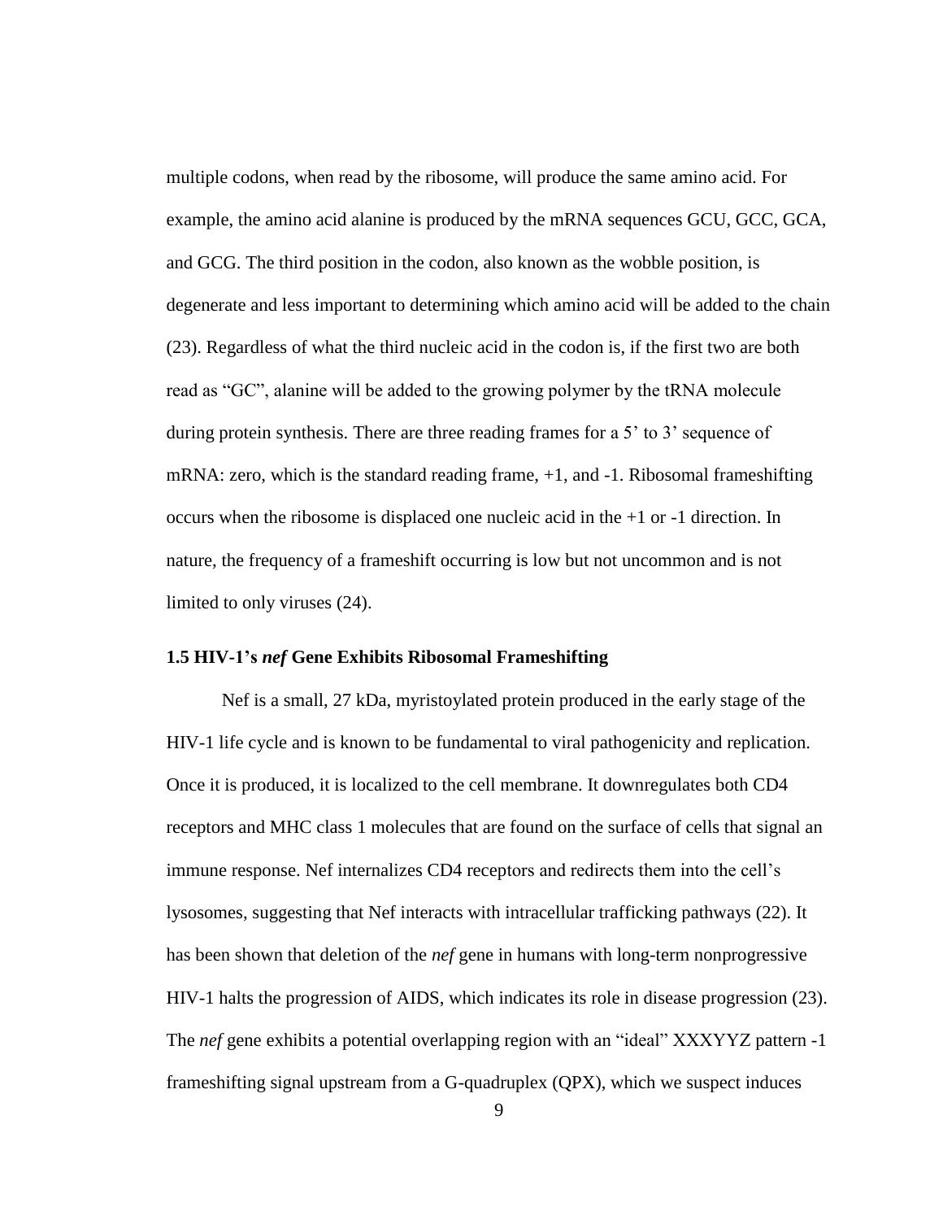multiple codons, when read by the ribosome, will produce the same amino acid. For example, the amino acid alanine is produced by the mRNA sequences GCU, GCC, GCA, and GCG. The third position in the codon, also known as the wobble position, is degenerate and less important to determining which amino acid will be added to the chain (23). Regardless of what the third nucleic acid in the codon is, if the first two are both read as "GC", alanine will be added to the growing polymer by the tRNA molecule during protein synthesis. There are three reading frames for a 5' to 3' sequence of mRNA: zero, which is the standard reading frame, +1, and -1. Ribosomal frameshifting occurs when the ribosome is displaced one nucleic acid in the +1 or -1 direction. In nature, the frequency of a frameshift occurring is low but not uncommon and is not limited to only viruses (24).

### 1.5 HIV-1's *nef* Gene Exhibits Ribosomal Frameshifting

Nef is a small, 27 kDa, myristoylated protein produced in the early stage of the HIV-1 life cycle and is known to be fundamental to viral pathogenicity and replication. Once it is produced, it is localized to the cell membrane. It downregulates both CD4 receptors and MHC class 1 molecules that are found on the surface of cells that signal an immune response. Nef internalizes CD4 receptors and redirects them into the cell's lysosomes, suggesting that Nef interacts with intracellular trafficking pathways (22). It has been shown that deletion of the *nef* gene in humans with long-term nonprogressive HIV-1 halts the progression of AIDS, which indicates its role in disease progression (23). The *nef* gene exhibits a potential overlapping region with an "ideal" XXXYYZ pattern -1 frameshifting signal upstream from a G-quadruplex (QPX), which we suspect induces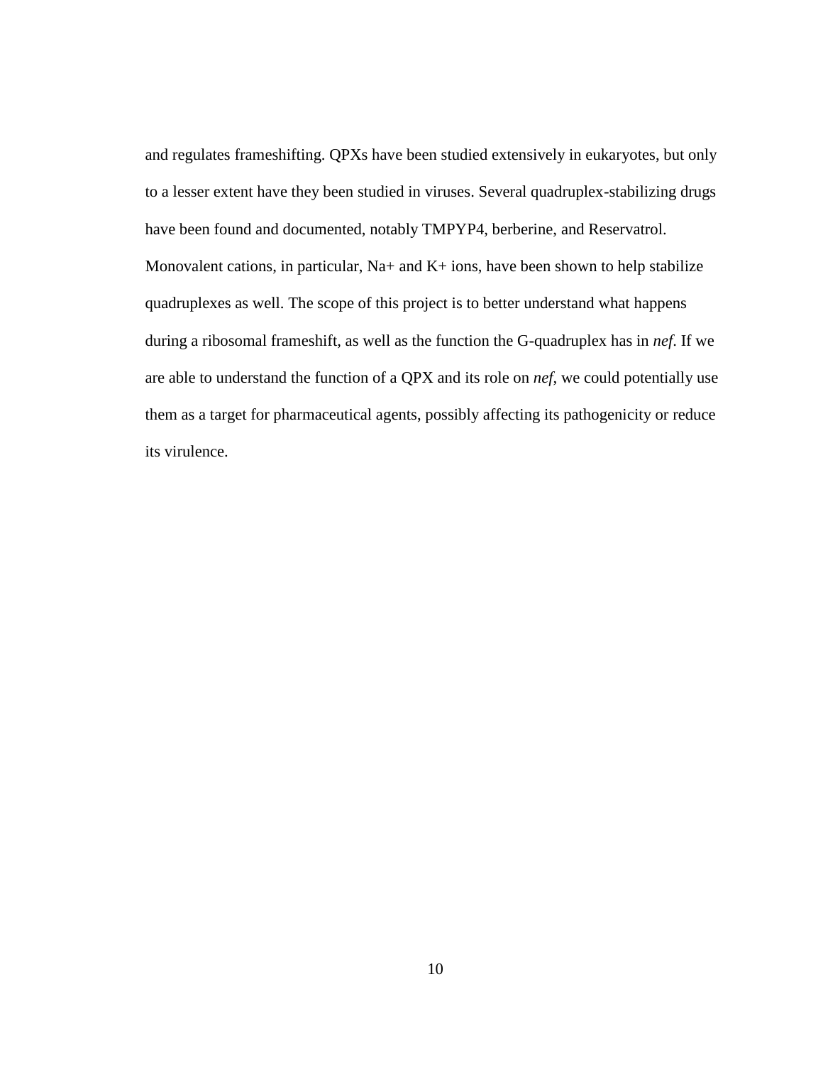and regulates frameshifting. QPXs have been studied extensively in eukaryotes, but only to a lesser extent have they been studied in viruses. Several quadruplex-stabilizing drugs have been found and documented, notably TMPYP4, berberine, and Reservatrol. Monovalent cations, in particular, $Na^+$ and $K^+$ ions, have been shown to help stabilize quadruplexes as well. The scope of this project is to better understand what happens during a ribosomal frameshift, as well as the function the G-quadruplex has in *nef*. If we are able to understand the function of a QPX and its role on *nef*, we could potentially use them as a target for pharmaceutical agents, possibly affecting its pathogenicity or reduce its virulence.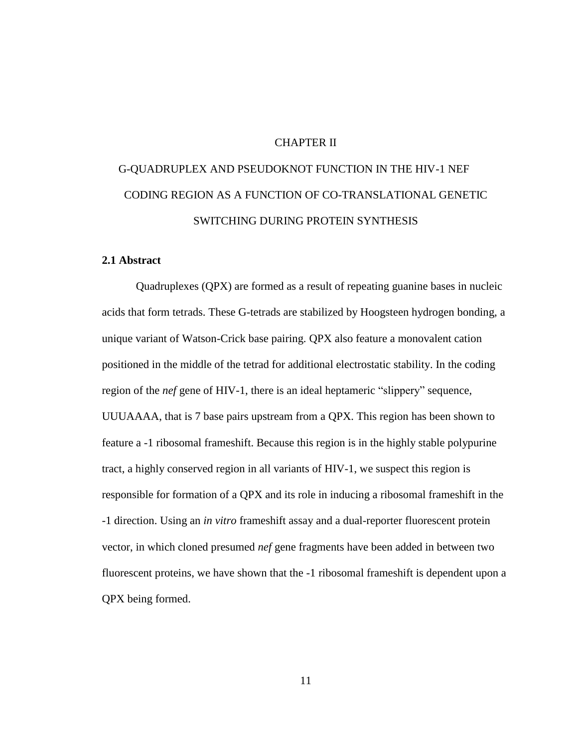# CHAPTER II

# G-QUADRUPLEX AND PSEUDOKNOT FUNCTION IN THE HIV-1 NEF CODING REGION AS A FUNCTION OF CO-TRANSLATIONAL GENETIC SWITCHING DURING PROTEIN SYNTHESIS

## 2.1 Abstract

Quadruplexes (QPX) are formed as a result of repeating guanine bases in nucleic acids that form tetrads. These G-tetrads are stabilized by Hoogsteen hydrogen bonding, a unique variant of Watson-Crick base pairing. QPX also feature a monovalent cation positioned in the middle of the tetrad for additional electrostatic stability. In the coding region of the *nef* gene of HIV-1, there is an ideal heptameric "slippery" sequence, UUUAAAA, that is 7 base pairs upstream from a QPX. This region has been shown to feature a -1 ribosomal frameshift. Because this region is in the highly stable polypurine tract, a highly conserved region in all variants of HIV-1, we suspect this region is responsible for formation of a QPX and its role in inducing a ribosomal frameshift in the -1 direction. Using an *in vitro* frameshift assay and a dual-reporter fluorescent protein vector, in which cloned presumed *nef* gene fragments have been added in between two fluorescent proteins, we have shown that the -1 ribosomal frameshift is dependent upon a QPX being formed.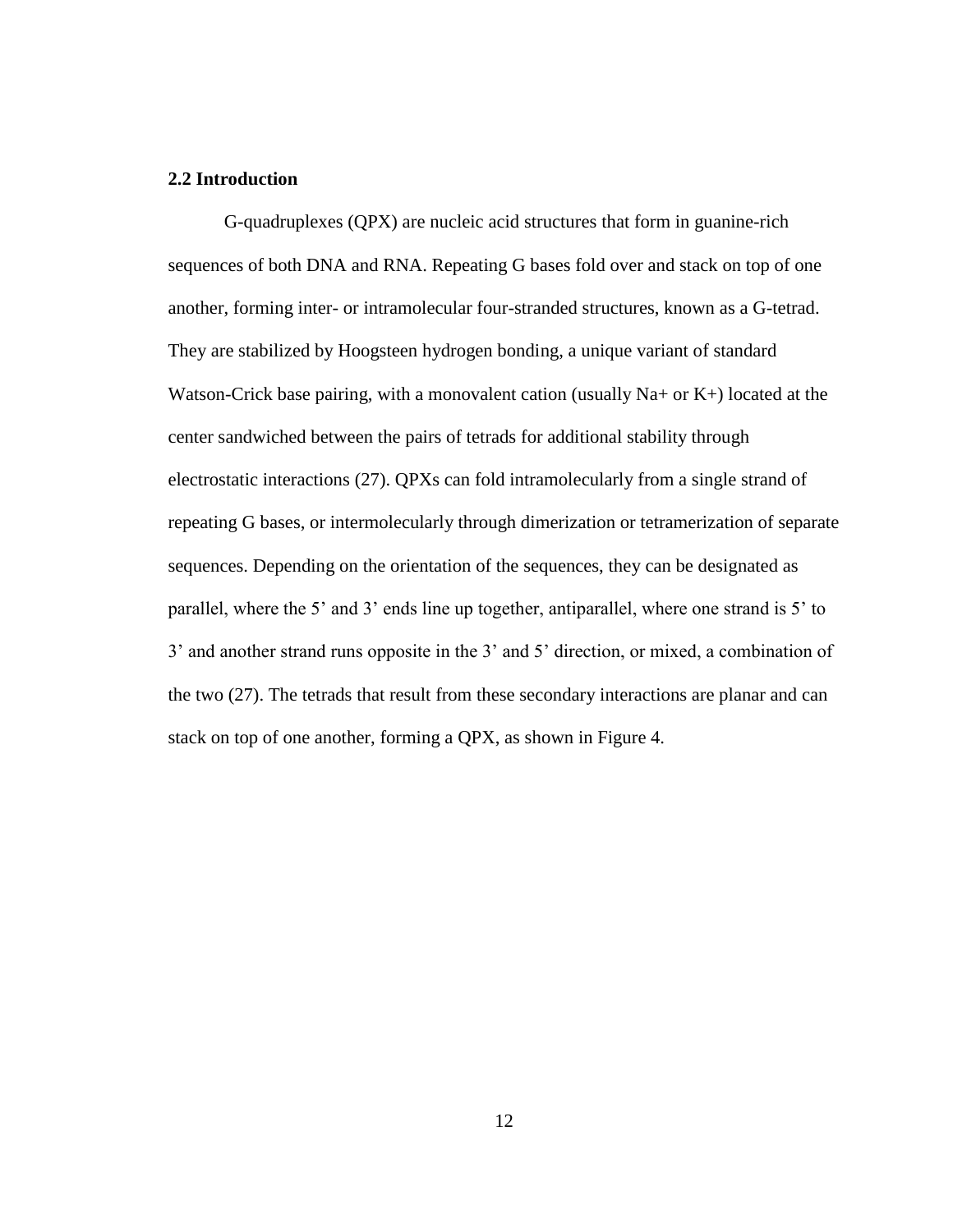## 2.2 Introduction

G-quadruplexes (QPX) are nucleic acid structures that form in guanine-rich sequences of both DNA and RNA. Repeating G bases fold over and stack on top of one another, forming inter- or intramolecular four-stranded structures, known as a G-tetrad. They are stabilized by Hoogsteen hydrogen bonding, a unique variant of standard Watson-Crick base pairing, with a monovalent cation (usually $Na^+$ or $K^+$) located at the center sandwiched between the pairs of tetrads for additional stability through electrostatic interactions (27). QPXs can fold intramolecularly from a single strand of repeating G bases, or intermolecularly through dimerization or tetramerization of separate sequences. Depending on the orientation of the sequences, they can be designated as parallel, where the 5' and 3' ends line up together, antiparallel, where one strand is 5' to 3' and another strand runs opposite in the 3' and 5' direction, or mixed, a combination of the two (27). The tetrads that result from these secondary interactions are planar and can stack on top of one another, forming a QPX, as shown in Figure 4.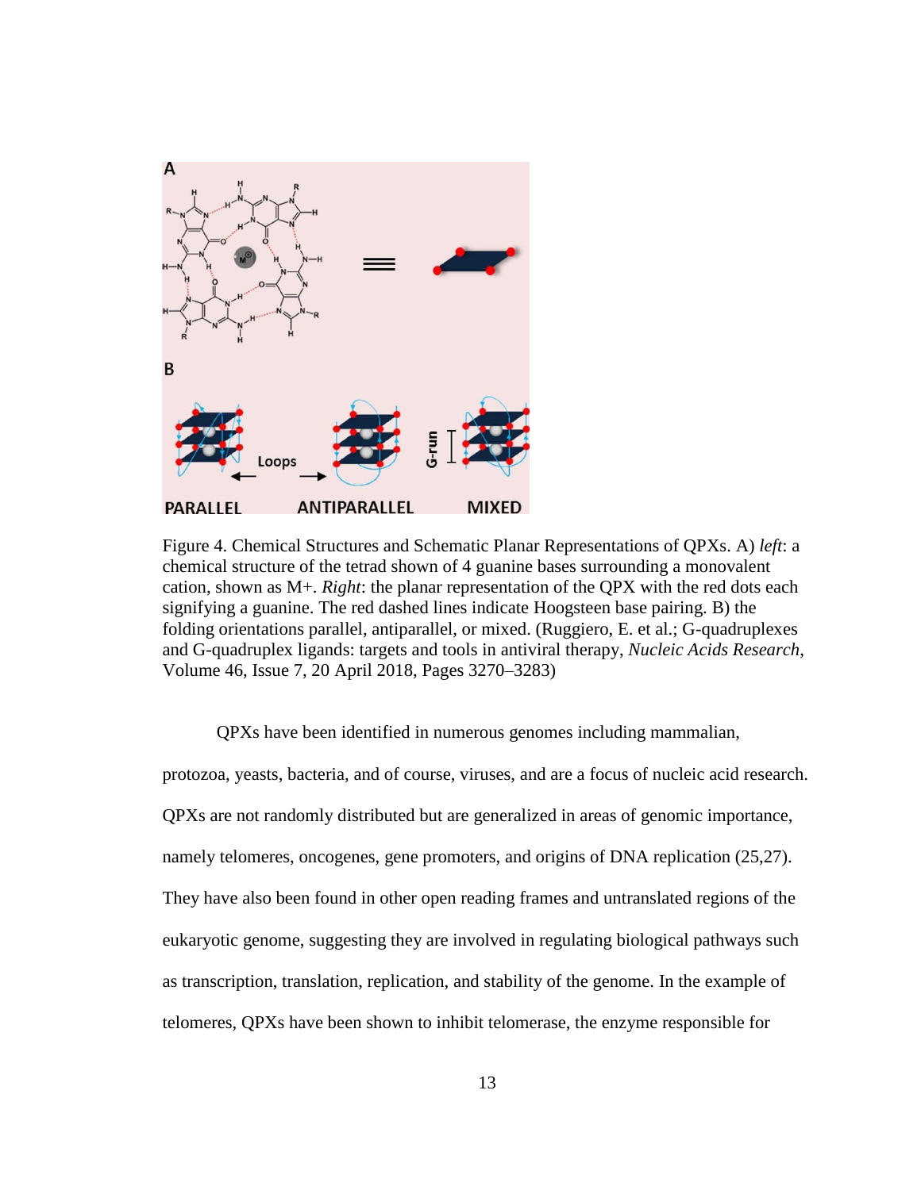Figure 4. Chemical Structures and Schematic Planar Representations of QPXs. A) *left*: a chemical structure of the tetrad shown of 4 guanine bases surrounding a monovalent cation, shown as M+. *Right*: the planar representation of the QPX with the red dots each signifying a guanine. The red dashed lines indicate Hoogsteen base pairing. B) the folding orientations parallel, antiparallel, or mixed. (Ruggiero, E. et al.; G-quadruplexes and G-quadruplex ligands: targets and tools in antiviral therapy, *Nucleic Acids Research*, Volume 46, Issue 7, 20 April 2018, Pages 3270–3283)

QPXs have been identified in numerous genomes including mammalian, protozoa, yeasts, bacteria, and of course, viruses, and are a focus of nucleic acid research. QPXs are not randomly distributed but are generalized in areas of genomic importance, namely telomeres, oncogenes, gene promoters, and origins of DNA replication (25,27). They have also been found in other open reading frames and untranslated regions of the eukaryotic genome, suggesting they are involved in regulating biological pathways such as transcription, translation, replication, and stability of the genome. In the example of telomeres, QPXs have been shown to inhibit telomerase, the enzyme responsible for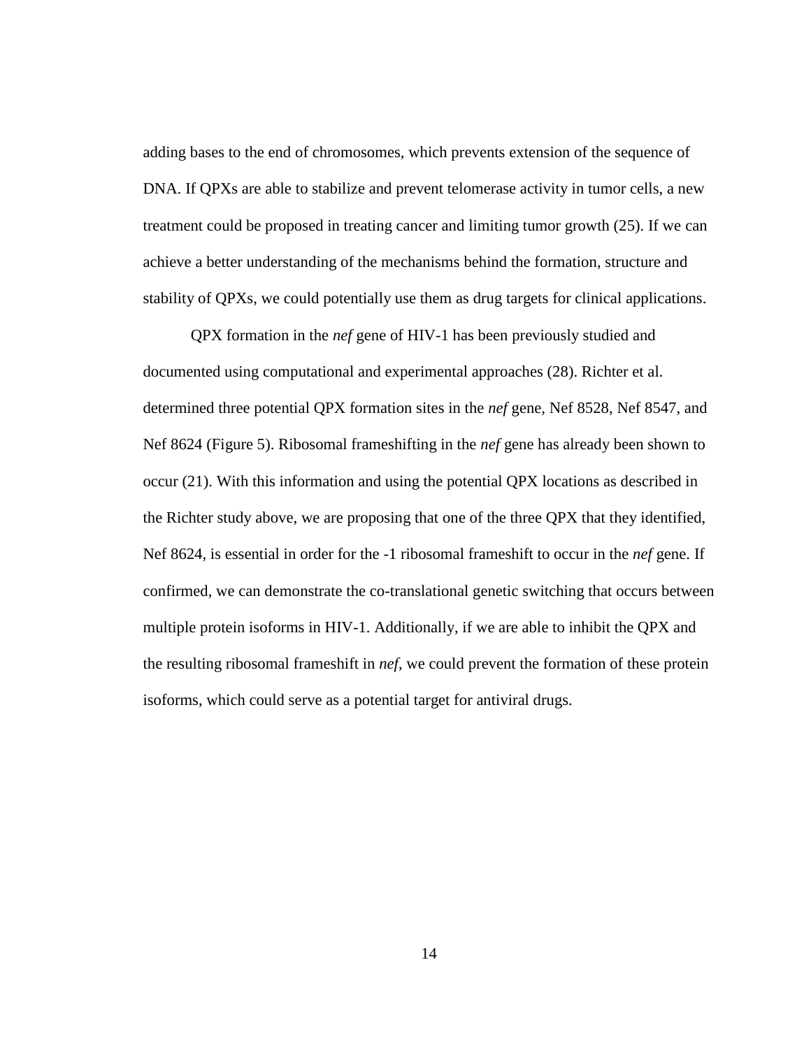adding bases to the end of chromosomes, which prevents extension of the sequence of DNA. If QPXs are able to stabilize and prevent telomerase activity in tumor cells, a new treatment could be proposed in treating cancer and limiting tumor growth (25). If we can achieve a better understanding of the mechanisms behind the formation, structure and stability of QPXs, we could potentially use them as drug targets for clinical applications.

QPX formation in the *nef* gene of HIV-1 has been previously studied and documented using computational and experimental approaches (28). Richter et al. determined three potential QPX formation sites in the *nef* gene, Nef 8528, Nef 8547, and Nef 8624 (Figure 5). Ribosomal frameshifting in the *nef* gene has already been shown to occur (21). With this information and using the potential QPX locations as described in the Richter study above, we are proposing that one of the three QPX that they identified, Nef 8624, is essential in order for the -1 ribosomal frameshift to occur in the *nef* gene. If confirmed, we can demonstrate the co-translational genetic switching that occurs between multiple protein isoforms in HIV-1. Additionally, if we are able to inhibit the QPX and the resulting ribosomal frameshift in *nef*, we could prevent the formation of these protein isoforms, which could serve as a potential target for antiviral drugs.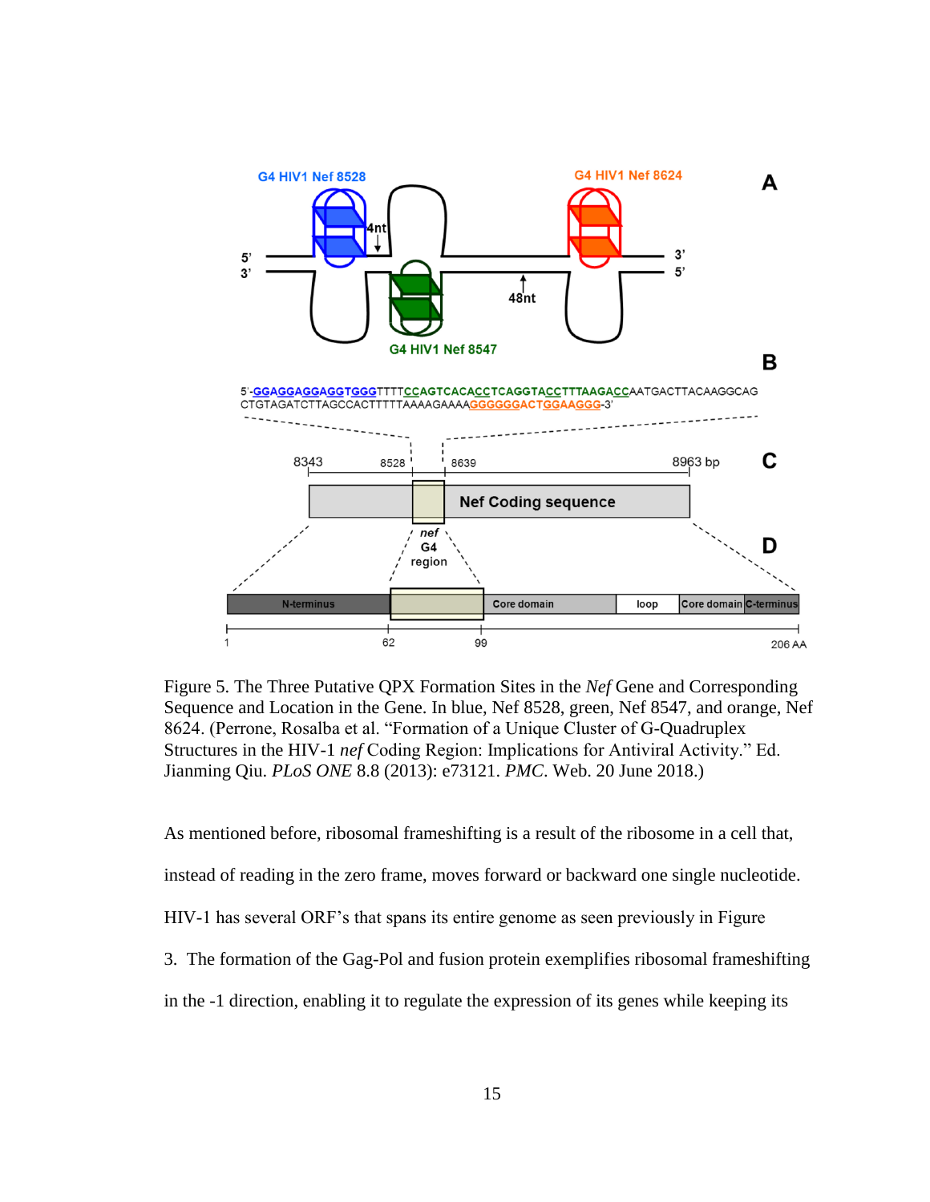Figure 5. The Three Putative QPX Formation Sites in the *Nef* Gene and Corresponding Sequence and Location in the Gene. In blue, Nef 8528, green, Nef 8547, and orange, Nef 8624. (Perrone, Rosalba et al. "Formation of a Unique Cluster of G-Quadruplex Structures in the HIV-1 *nef* Coding Region: Implications for Antiviral Activity." Ed. Jianming Qiu. *PLoS ONE* 8.8 (2013): e73121. *PMC*. Web. 20 June 2018.)

As mentioned before, ribosomal frameshifting is a result of the ribosome in a cell that, instead of reading in the zero frame, moves forward or backward one single nucleotide. HIV-1 has several ORF's that spans its entire genome as seen previously in Figure 3. The formation of the Gag-Pol and fusion protein exemplifies ribosomal frameshifting in the -1 direction, enabling it to regulate the expression of its genes while keeping its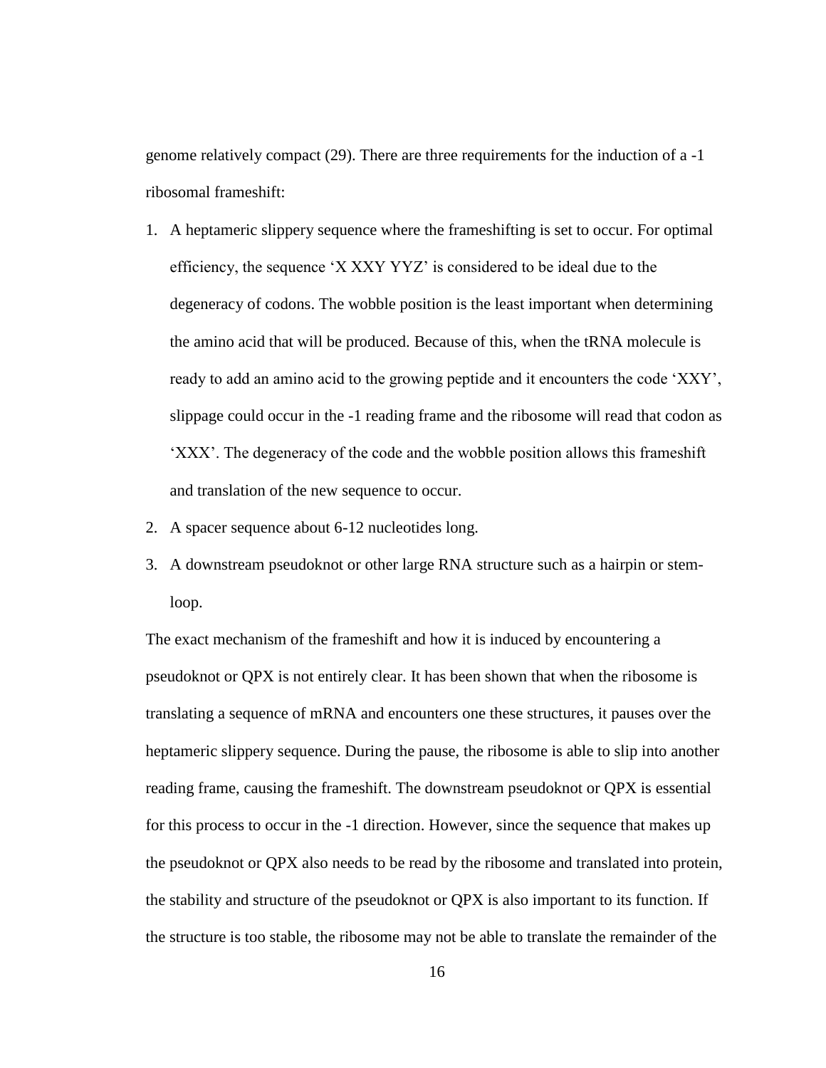genome relatively compact (29). There are three requirements for the induction of a -1 ribosomal frameshift:

1. A heptameric slippery sequence where the frameshifting is set to occur. For optimal efficiency, the sequence 'X XXY YYZ' is considered to be ideal due to the degeneracy of codons. The wobble position is the least important when determining the amino acid that will be produced. Because of this, when the tRNA molecule is ready to add an amino acid to the growing peptide and it encounters the code 'XXY', slippage could occur in the -1 reading frame and the ribosome will read that codon as 'XXX'. The degeneracy of the code and the wobble position allows this frameshift and translation of the new sequence to occur.
2. A spacer sequence about 6-12 nucleotides long.
3. A downstream pseudoknot or other large RNA structure such as a hairpin or stem-loop.

The exact mechanism of the frameshift and how it is induced by encountering a pseudoknot or QPX is not entirely clear. It has been shown that when the ribosome is translating a sequence of mRNA and encounters one these structures, it pauses over the heptameric slippery sequence. During the pause, the ribosome is able to slip into another reading frame, causing the frameshift. The downstream pseudoknot or QPX is essential for this process to occur in the -1 direction. However, since the sequence that makes up the pseudoknot or QPX also needs to be read by the ribosome and translated into protein, the stability and structure of the pseudoknot or QPX is also important to its function. If the structure is too stable, the ribosome may not be able to translate the remainder of the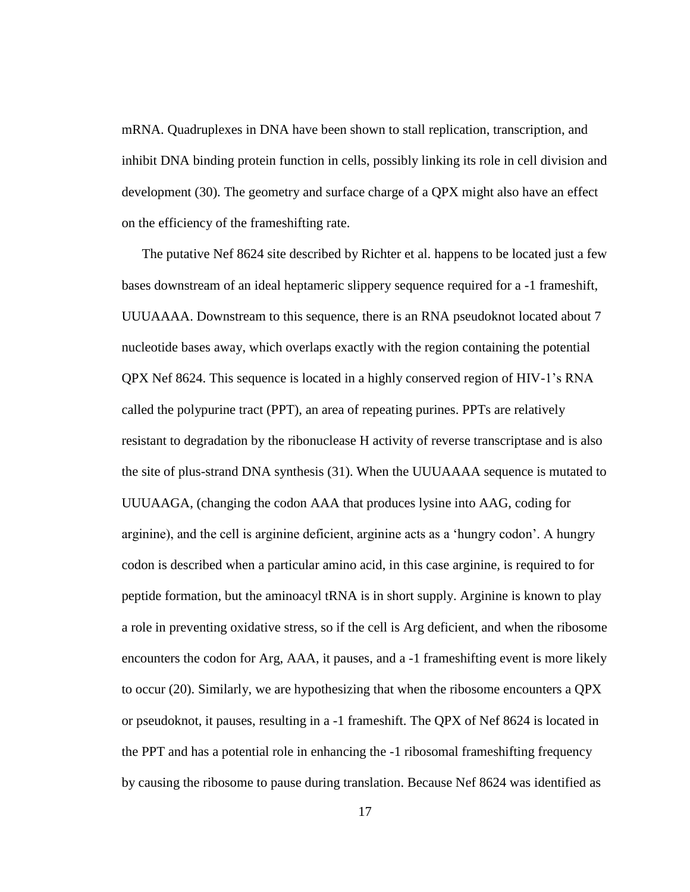mRNA. Quadruplexes in DNA have been shown to stall replication, transcription, and inhibit DNA binding protein function in cells, possibly linking its role in cell division and development (30). The geometry and surface charge of a QPX might also have an effect on the efficiency of the frameshifting rate.

The putative Nef 8624 site described by Richter et al. happens to be located just a few bases downstream of an ideal heptameric slippery sequence required for a -1 frameshift, UUUAAAA. Downstream to this sequence, there is an RNA pseudoknot located about 7 nucleotide bases away, which overlaps exactly with the region containing the potential QPX Nef 8624. This sequence is located in a highly conserved region of HIV-1's RNA called the polypurine tract (PPT), an area of repeating purines. PPTs are relatively resistant to degradation by the ribonuclease H activity of reverse transcriptase and is also the site of plus-strand DNA synthesis (31). When the UUUAAAA sequence is mutated to UUUAAGA, (changing the codon AAA that produces lysine into AAG, coding for arginine), and the cell is arginine deficient, arginine acts as a 'hungry codon'. A hungry codon is described when a particular amino acid, in this case arginine, is required to for peptide formation, but the aminoacyl tRNA is in short supply. Arginine is known to play a role in preventing oxidative stress, so if the cell is Arg deficient, and when the ribosome encounters the codon for Arg, AAA, it pauses, and a -1 frameshifting event is more likely to occur (20). Similarly, we are hypothesizing that when the ribosome encounters a QPX or pseudoknot, it pauses, resulting in a -1 frameshift. The QPX of Nef 8624 is located in the PPT and has a potential role in enhancing the -1 ribosomal frameshifting frequency by causing the ribosome to pause during translation. Because Nef 8624 was identified as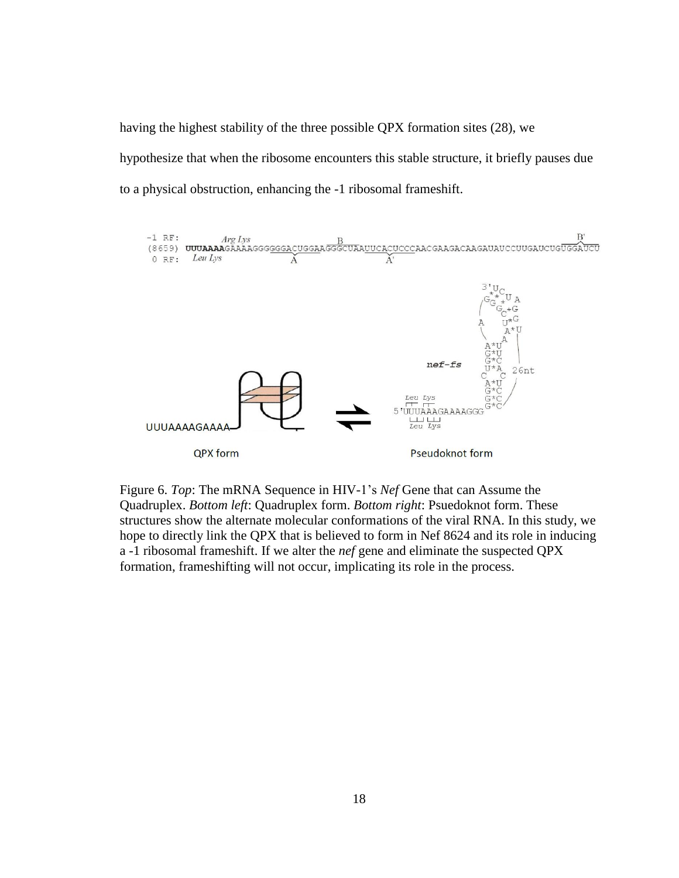having the highest stability of the three possible QPX formation sites (28), we hypothesize that when the ribosome encounters this stable structure, it briefly pauses due to a physical obstruction, enhancing the -1 ribosomal frameshift.

Figure 6. *Top*: The mRNA Sequence in HIV-1's *Nef* Gene that can Assume the Quadruplex. *Bottom left*: Quadruplex form. *Bottom right*: Psuedoknot form. These structures show the alternate molecular conformations of the viral RNA. In this study, we hope to directly link the QPX that is believed to form in Nef 8624 and its role in inducing a -1 ribosomal frameshift. If we alter the *nef* gene and eliminate the suspected QPX formation, frameshifting will not occur, implicating its role in the process.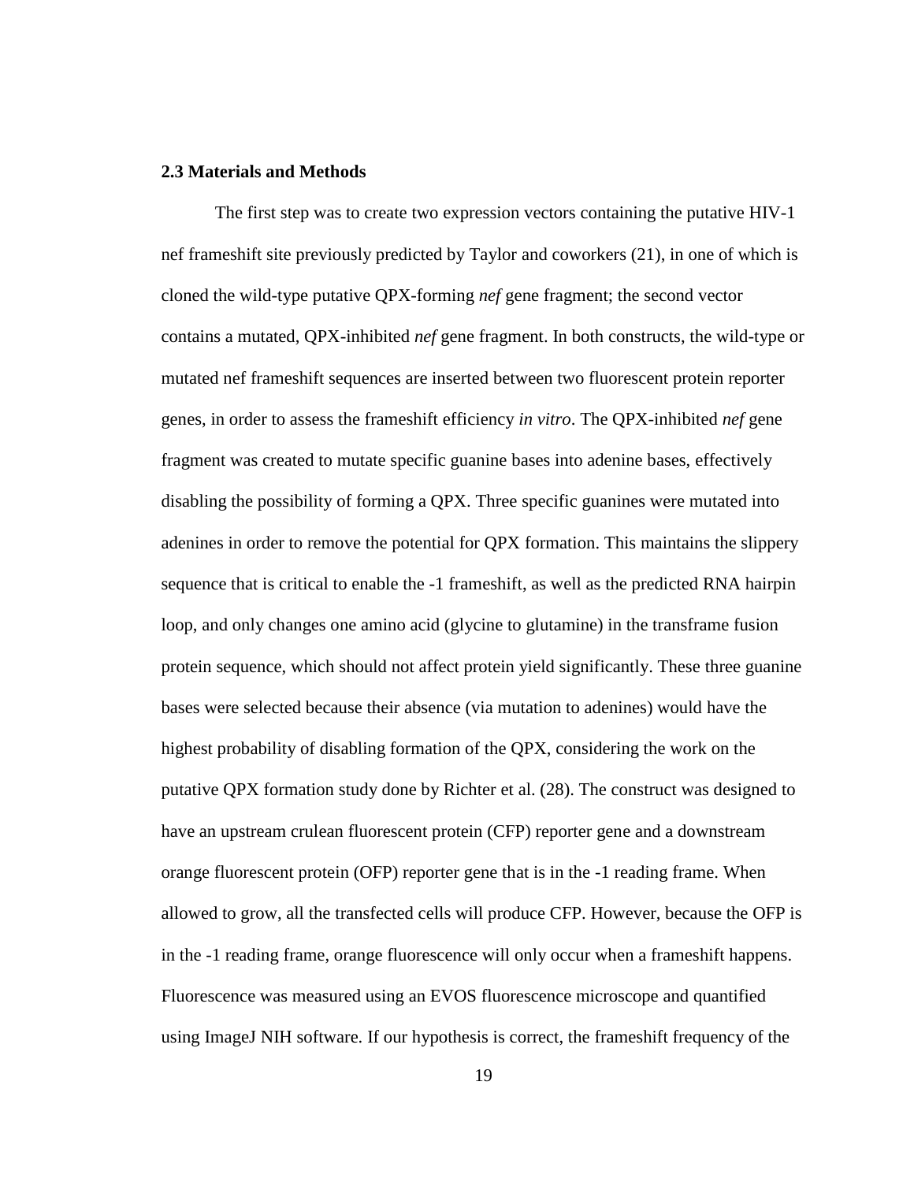### 2.3 Materials and Methods

The first step was to create two expression vectors containing the putative HIV-1 nef frameshift site previously predicted by Taylor and coworkers (21), in one of which is cloned the wild-type putative QPX-forming *nef* gene fragment; the second vector contains a mutated, QPX-inhibited *nef* gene fragment. In both constructs, the wild-type or mutated nef frameshift sequences are inserted between two fluorescent protein reporter genes, in order to assess the frameshift efficiency *in vitro*. The QPX-inhibited *nef* gene fragment was created to mutate specific guanine bases into adenine bases, effectively disabling the possibility of forming a QPX. Three specific guanines were mutated into adenines in order to remove the potential for QPX formation. This maintains the slippery sequence that is critical to enable the -1 frameshift, as well as the predicted RNA hairpin loop, and only changes one amino acid (glycine to glutamine) in the transframe fusion protein sequence, which should not affect protein yield significantly. These three guanine bases were selected because their absence (via mutation to adenines) would have the highest probability of disabling formation of the QPX, considering the work on the putative QPX formation study done by Richter et al. (28). The construct was designed to have an upstream crulean fluorescent protein (CFP) reporter gene and a downstream orange fluorescent protein (OFP) reporter gene that is in the -1 reading frame. When allowed to grow, all the transfected cells will produce CFP. However, because the OFP is in the -1 reading frame, orange fluorescence will only occur when a frameshift happens. Fluorescence was measured using an EVOS fluorescence microscope and quantified using ImageJ NIH software. If our hypothesis is correct, the frameshift frequency of the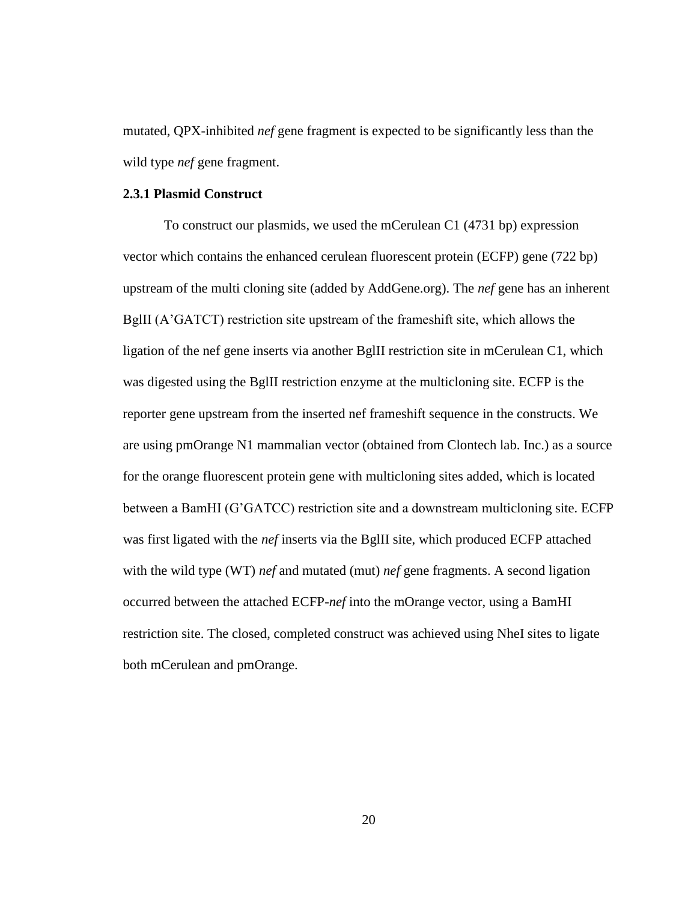mutated, QPX-inhibited *nef* gene fragment is expected to be significantly less than the wild type *nef* gene fragment.

### 2.3.1 Plasmid Construct

To construct our plasmids, we used the mCerulean C1 (4731 bp) expression vector which contains the enhanced cerulean fluorescent protein (ECFP) gene (722 bp) upstream of the multi cloning site (added by AddGene.org). The *nef* gene has an inherent BglII (A'GATCT) restriction site upstream of the frameshift site, which allows the ligation of the nef gene inserts via another BglII restriction site in mCerulean C1, which was digested using the BglII restriction enzyme at the multicloning site. ECFP is the reporter gene upstream from the inserted nef frameshift sequence in the constructs. We are using pmOrange N1 mammalian vector (obtained from Clontech lab. Inc.) as a source for the orange fluorescent protein gene with multicloning sites added, which is located between a BamHI (G'GATCC) restriction site and a downstream multicloning site. ECFP was first ligated with the *nef* inserts via the BglII site, which produced ECFP attached with the wild type (WT) *nef* and mutated (mut) *nef* gene fragments. A second ligation occurred between the attached ECFP-*nef* into the mOrange vector, using a BamHI restriction site. The closed, completed construct was achieved using NheI sites to ligate both mCerulean and pmOrange.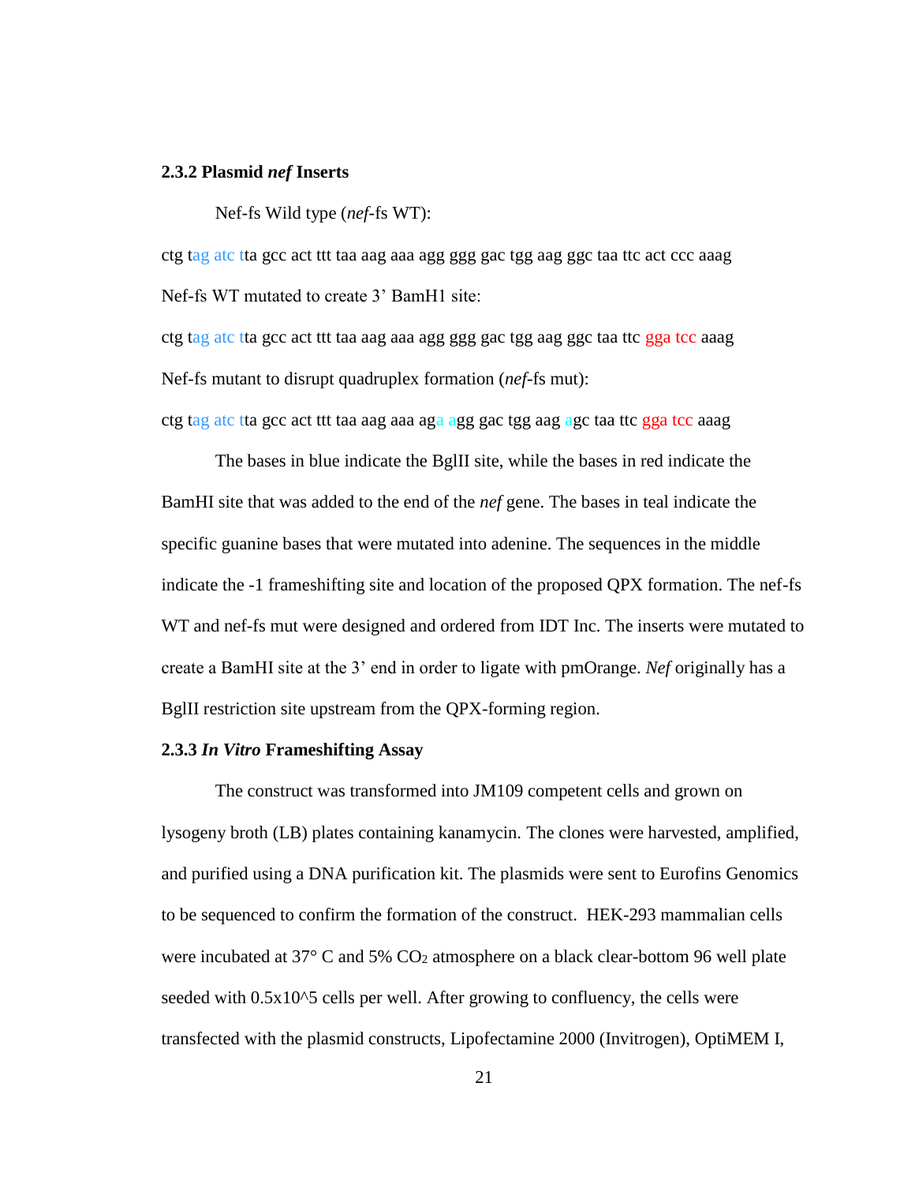### 2.3.2 Plasmid *nef* Inserts

Nef-fs Wild type (*nef*-fs WT):

ctg tag atc tta gcc act ttt taa aag aaa agg ggg gac tgg aag ggc taa ttc act ccc aaag

Nef-fs WT mutated to create 3' BamH1 site:

ctg tag atc tta gcc act ttt taa aag aaa agg ggg gac tgg aag ggc taa ttc gga tcc aaag

Nef-fs mutant to disrupt quadruplex formation (*nef*-fs mut):

ctg tag atc tta gcc act ttt taa aag aaa aga agg gac tgg aag agc taa ttc gga tcc aaag

The bases in blue indicate the BglII site, while the bases in red indicate the BamHI site that was added to the end of the *nef* gene. The bases in teal indicate the specific guanine bases that were mutated into adenine. The sequences in the middle indicate the -1 frameshifting site and location of the proposed QPX formation. The nef-fs WT and nef-fs mut were designed and ordered from IDT Inc. The inserts were mutated to create a BamHI site at the 3' end in order to ligate with pmOrange. *Nef* originally has a BglII restriction site upstream from the QPX-forming region.

### 2.3.3 *In Vitro* Frameshifting Assay

The construct was transformed into JM109 competent cells and grown on lysogeny broth (LB) plates containing kanamycin. The clones were harvested, amplified, and purified using a DNA purification kit. The plasmids were sent to Eurofins Genomics to be sequenced to confirm the formation of the construct. HEK-293 mammalian cells were incubated at 37° C and 5% $CO_2$ atmosphere on a black clear-bottom 96 well plate seeded with 0.5x10^5 cells per well. After growing to confluency, the cells were transfected with the plasmid constructs, Lipofectamine 2000 (Invitrogen), OptiMEM I,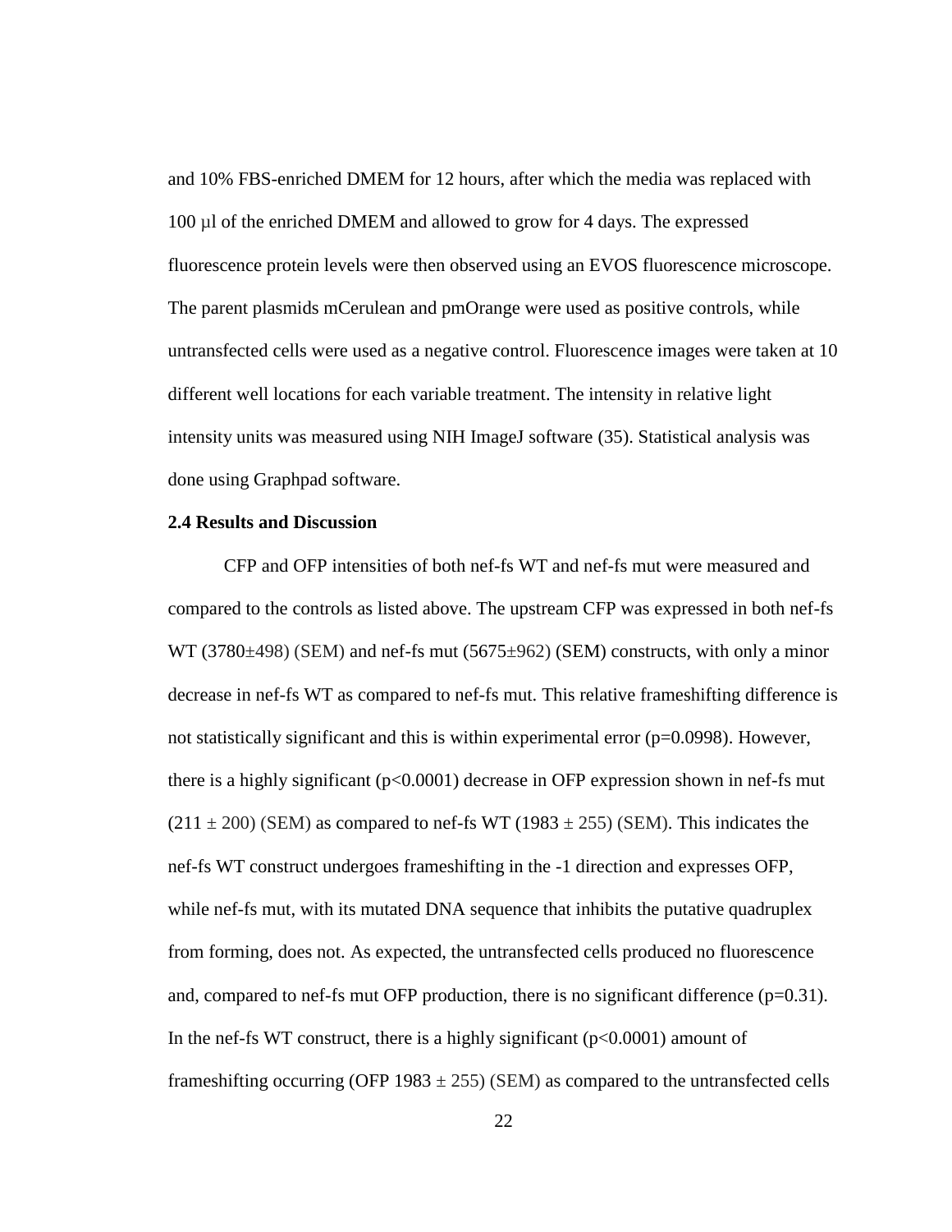and 10% FBS-enriched DMEM for 12 hours, after which the media was replaced with 100 μl of the enriched DMEM and allowed to grow for 4 days. The expressed fluorescence protein levels were then observed using an EVOS fluorescence microscope. The parent plasmids mCerulean and pmOrange were used as positive controls, while untransfected cells were used as a negative control. Fluorescence images were taken at 10 different well locations for each variable treatment. The intensity in relative light intensity units was measured using NIH ImageJ software (35). Statistical analysis was done using Graphpad software.

### 2.4 Results and Discussion

CFP and OFP intensities of both nef-fs WT and nef-fs mut were measured and compared to the controls as listed above. The upstream CFP was expressed in both nef-fs WT (3780±498) (SEM) and nef-fs mut (5675±962) (SEM) constructs, with only a minor decrease in nef-fs WT as compared to nef-fs mut. This relative frameshifting difference is not statistically significant and this is within experimental error ($p=0.0998$). However, there is a highly significant ($p<0.0001$) decrease in OFP expression shown in nef-fs mut ($211 \pm 200$) (SEM) as compared to nef-fs WT ($1983 \pm 255$) (SEM). This indicates the nef-fs WT construct undergoes frameshifting in the -1 direction and expresses OFP, while nef-fs mut, with its mutated DNA sequence that inhibits the putative quadruplex from forming, does not. As expected, the untransfected cells produced no fluorescence and, compared to nef-fs mut OFP production, there is no significant difference ($p=0.31$). In the nef-fs WT construct, there is a highly significant ($p<0.0001$) amount of frameshifting occurring (OFP $1983 \pm 255$) (SEM) as compared to the untransfected cells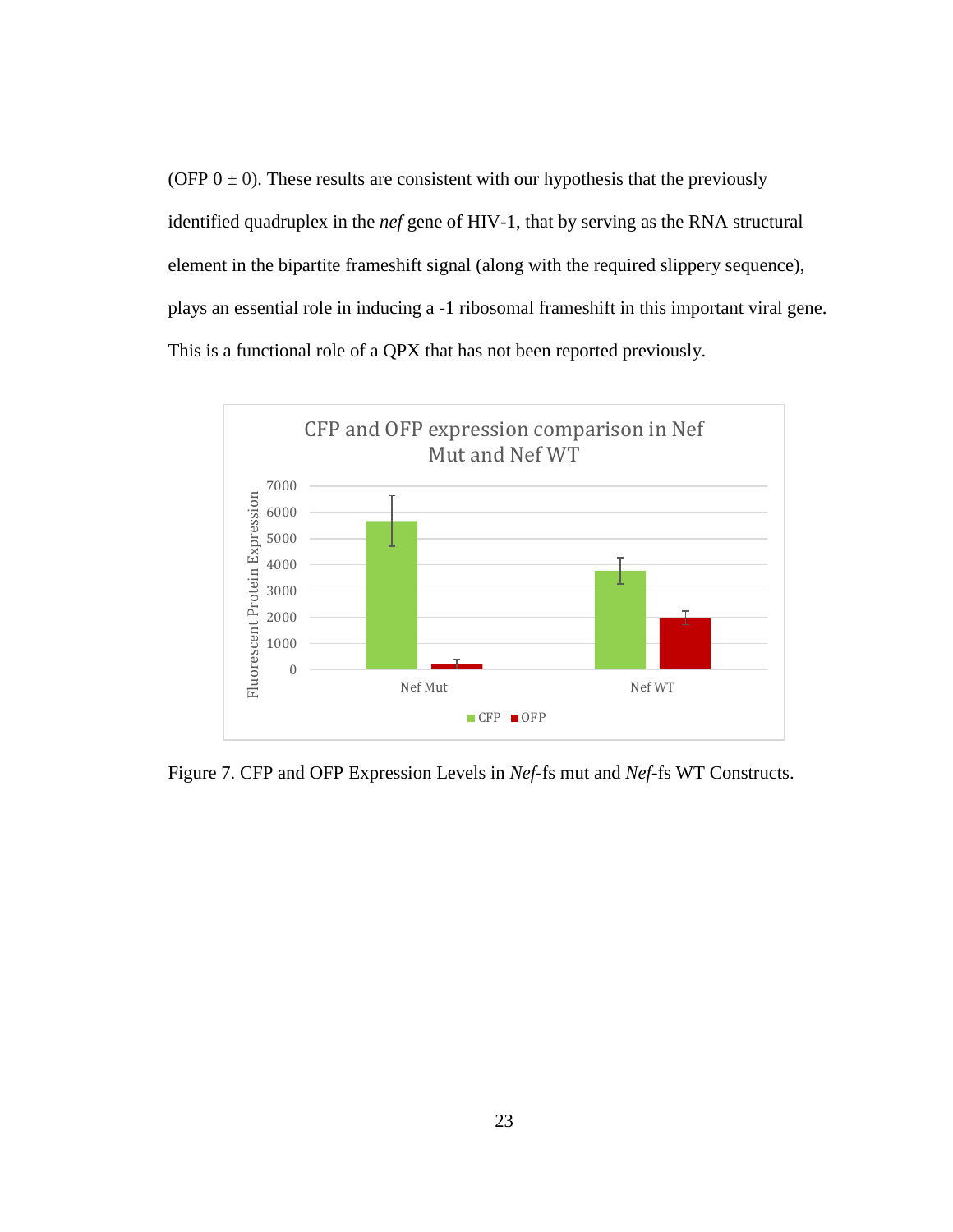(OFP 0 ± 0). These results are consistent with our hypothesis that the previously identified quadruplex in the *nef* gene of HIV-1, that by serving as the RNA structural element in the bipartite frameshift signal (along with the required slippery sequence), plays an essential role in inducing a -1 ribosomal frameshift in this important viral gene. This is a functional role of a QPX that has not been reported previously.

Figure 7. CFP and OFP Expression Levels in *Nef*-fs mut and *Nef*-fs WT Constructs.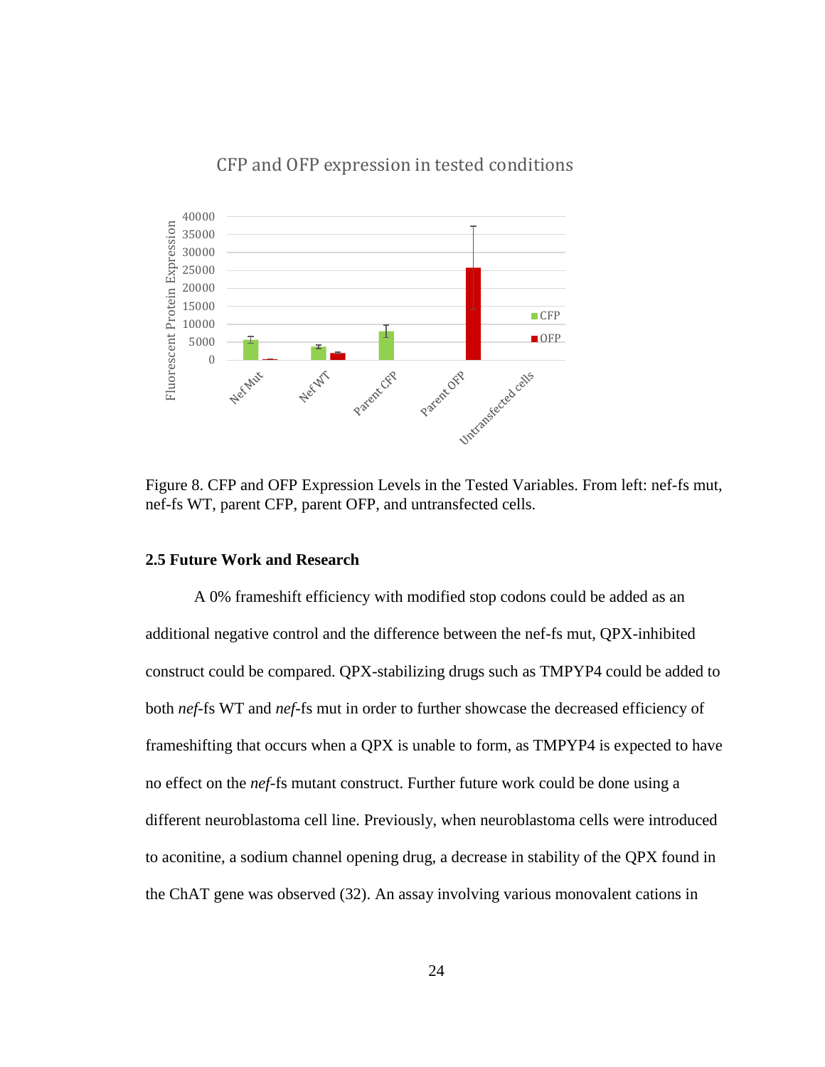CFP and OFP expression in tested conditions

Figure 8. CFP and OFP Expression Levels in the Tested Variables. From left: nef-fs mut, nef-fs WT, parent CFP, parent OFP, and untransfected cells.

### 2.5 Future Work and Research

A 0% frameshift efficiency with modified stop codons could be added as an additional negative control and the difference between the nef-fs mut, QPX-inhibited construct could be compared. QPX-stabilizing drugs such as TMPYP4 could be added to both *nef*-fs WT and *nef*-fs mut in order to further showcase the decreased efficiency of frameshifting that occurs when a QPX is unable to form, as TMPYP4 is expected to have no effect on the *nef*-fs mutant construct. Further future work could be done using a different neuroblastoma cell line. Previously, when neuroblastoma cells were introduced to aconitine, a sodium channel opening drug, a decrease in stability of the QPX found in the ChAT gene was observed (32). An assay involving various monovalent cations in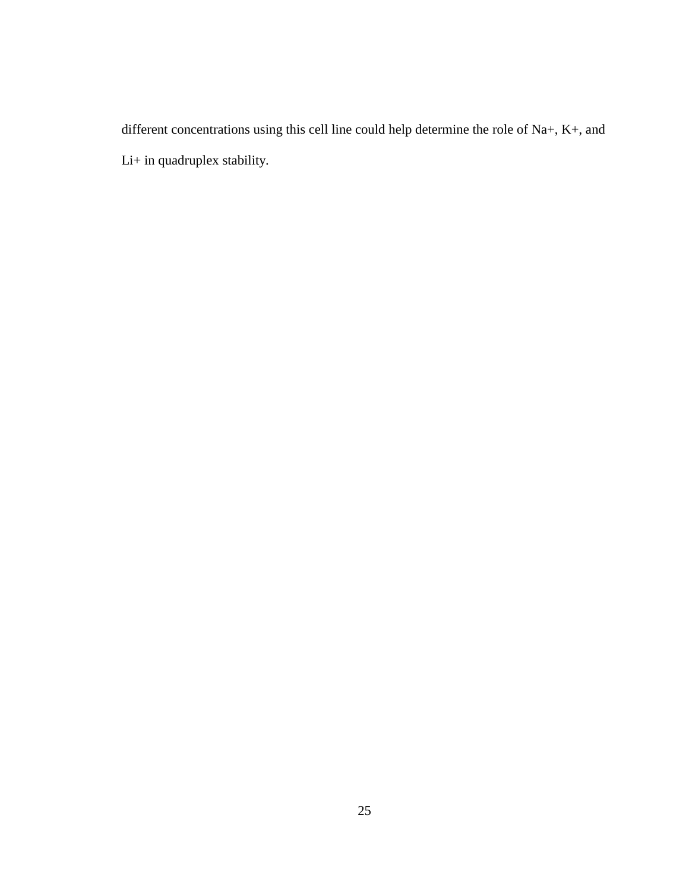different concentrations using this cell line could help determine the role of $Na^+$, $K^+$, and $Li^+$ in quadruplex stability.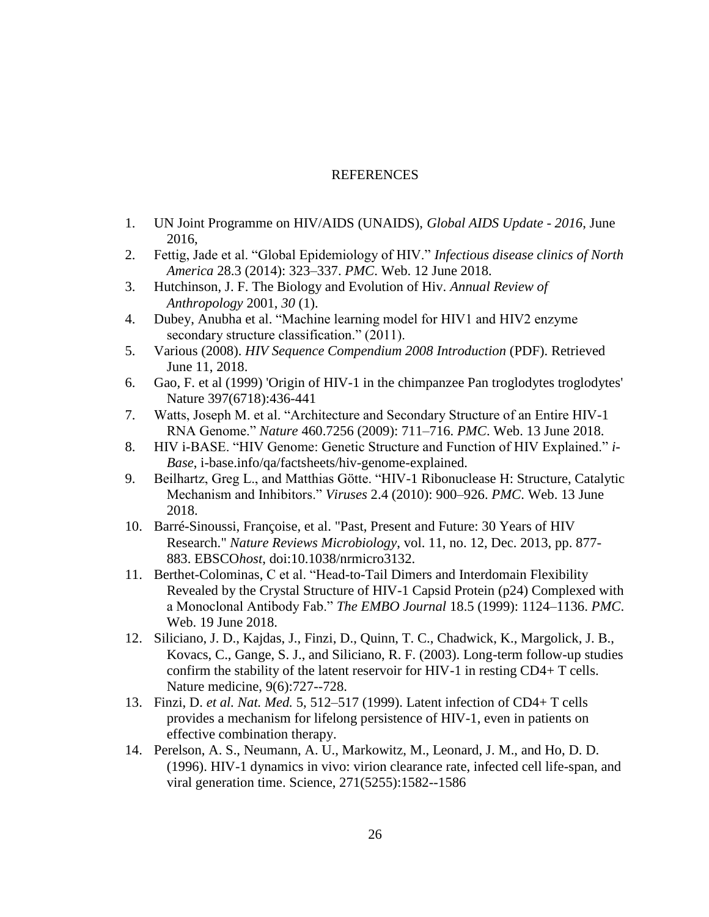# REFERENCES

1. UN Joint Programme on HIV/AIDS (UNAIDS), *Global AIDS Update - 2016*, June 2016,
2. Fettig, Jade et al. "Global Epidemiology of HIV." *Infectious disease clinics of North America* 28.3 (2014): 323–337. *PMC*. Web. 12 June 2018.
3. Hutchinson, J. F. The Biology and Evolution of Hiv. *Annual Review of Anthropology* 2001, *30* (1).
4. Dubey, Anubha et al. "Machine learning model for HIV1 and HIV2 enzyme secondary structure classification." (2011).
5. Various (2008). *HIV Sequence Compendium 2008 Introduction* (PDF). Retrieved June 11, 2018.
6. Gao, F. et al (1999) 'Origin of HIV-1 in the chimpanzee Pan troglodytes troglodytes' Nature 397(6718):436-441
7. Watts, Joseph M. et al. "Architecture and Secondary Structure of an Entire HIV-1 RNA Genome." *Nature* 460.7256 (2009): 711–716. *PMC*. Web. 13 June 2018.
8. HIV i-BASE. "HIV Genome: Genetic Structure and Function of HIV Explained." *i-Base*, i-base.info/qa/factsheets/hiv-genome-explained.
9. Beilhartz, Greg L., and Matthias Götte. "HIV-1 Ribonuclease H: Structure, Catalytic Mechanism and Inhibitors." *Viruses* 2.4 (2010): 900–926. *PMC*. Web. 13 June 2018.
10. Barré-Sinoussi, Françoise, et al. "Past, Present and Future: 30 Years of HIV Research." *Nature Reviews Microbiology*, vol. 11, no. 12, Dec. 2013, pp. 877-883. EBSCO*host*, doi:10.1038/nrmicro3132.
11. Berthet-Colominas, C et al. "Head-to-Tail Dimers and Interdomain Flexibility Revealed by the Crystal Structure of HIV-1 Capsid Protein (p24) Complexed with a Monoclonal Antibody Fab." *The EMBO Journal* 18.5 (1999): 1124–1136. *PMC*. Web. 19 June 2018.
12. Siliciano, J. D., Kajdas, J., Finzi, D., Quinn, T. C., Chadwick, K., Margolick, J. B., Kovacs, C., Gange, S. J., and Siliciano, R. F. (2003). Long-term follow-up studies confirm the stability of the latent reservoir for HIV-1 in resting CD4+ T cells. Nature medicine, 9(6):727--728.
13. Finzi, D. *et al. Nat. Med.* 5, 512–517 (1999). Latent infection of CD4+ T cells provides a mechanism for lifelong persistence of HIV-1, even in patients on effective combination therapy.
14. Perelson, A. S., Neumann, A. U., Markowitz, M., Leonard, J. M., and Ho, D. D. (1996). HIV-1 dynamics in vivo: virion clearance rate, infected cell life-span, and viral generation time. Science, 271(5255):1582--1586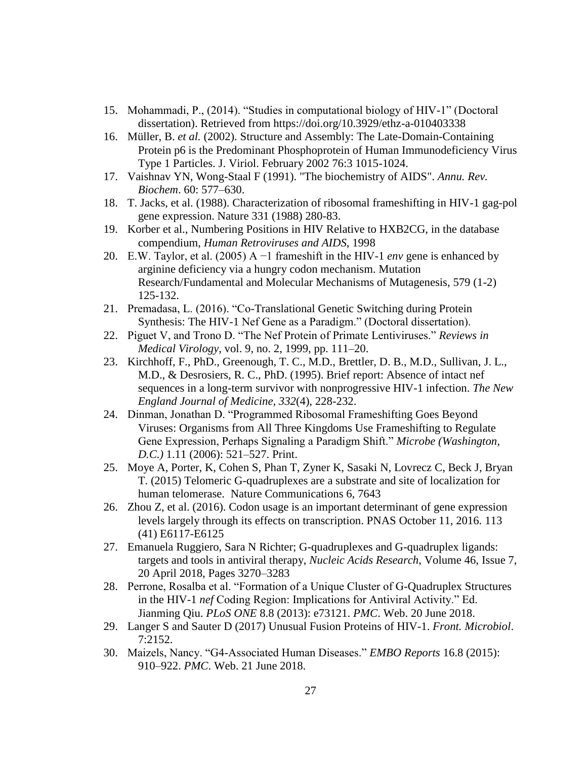15. Mohammadi, P., (2014). "Studies in computational biology of HIV-1" (Doctoral dissertation). Retrieved from https://doi.org/10.3929/ethz-a-010403338
16. Müller, B. *et al.* (2002). Structure and Assembly: The Late-Domain-Containing Protein p6 is the Predominant Phosphoprotein of Human Immunodeficiency Virus Type 1 Particles. J. Viriol. February 2002 76:3 1015-1024.
17. Vaishnav YN, Wong-Staal F (1991). "The biochemistry of AIDS". *Annu. Rev. Biochem*. 60: 577–630.
18. T. Jacks, et al. (1988). Characterization of ribosomal frameshifting in HIV-1 gag-pol gene expression. Nature 331 (1988) 280-83.
19. Korber et al., Numbering Positions in HIV Relative to HXB2CG, in the database compendium, *Human Retroviruses and AIDS*, 1998
20. E.W. Taylor, et al. (2005) A −1 frameshift in the HIV-1 *env* gene is enhanced by arginine deficiency via a hungry codon mechanism. Mutation Research/Fundamental and Molecular Mechanisms of Mutagenesis, 579 (1-2) 125-132.
21. Premadasa, L. (2016). "Co-Translational Genetic Switching during Protein Synthesis: The HIV-1 Nef Gene as a Paradigm." (Doctoral dissertation).
22. Piguet V, and Trono D. "The Nef Protein of Primate Lentiviruses." *Reviews in Medical Virology,* vol. 9, no. 2, 1999, pp. 111–20.
23. Kirchhoff, F., PhD., Greenough, T. C., M.D., Brettler, D. B., M.D., Sullivan, J. L., M.D., & Desrosiers, R. C., PhD. (1995). Brief report: Absence of intact nef sequences in a long-term survivor with nonprogressive HIV-1 infection. *The New England Journal of Medicine, 332*(4), 228-232.
24. Dinman, Jonathan D. "Programmed Ribosomal Frameshifting Goes Beyond Viruses: Organisms from All Three Kingdoms Use Frameshifting to Regulate Gene Expression, Perhaps Signaling a Paradigm Shift." *Microbe (Washington, D.C.)* 1.11 (2006): 521–527. Print.
25. Moye A, Porter, K, Cohen S, Phan T, Zyner K, Sasaki N, Lovrecz C, Beck J, Bryan T. (2015) Telomeric G-quadruplexes are a substrate and site of localization for human telomerase. Nature Communications 6, 7643
26. Zhou Z, et al. (2016). Codon usage is an important determinant of gene expression levels largely through its effects on transcription. PNAS October 11, 2016. 113 (41) E6117-E6125
27. Emanuela Ruggiero, Sara N Richter; G-quadruplexes and G-quadruplex ligands: targets and tools in antiviral therapy, *Nucleic Acids Research*, Volume 46, Issue 7, 20 April 2018, Pages 3270–3283
28. Perrone, Rosalba et al. "Formation of a Unique Cluster of G-Quadruplex Structures in the HIV-1 *nef* Coding Region: Implications for Antiviral Activity." Ed. Jianming Qiu. *PLoS ONE* 8.8 (2013): e73121. *PMC*. Web. 20 June 2018.
29. Langer S and Sauter D (2017) Unusual Fusion Proteins of HIV-1. *Front. Microbiol*. 7:2152.
30. Maizels, Nancy. "G4-Associated Human Diseases." *EMBO Reports* 16.8 (2015): 910–922. *PMC*. Web. 21 June 2018.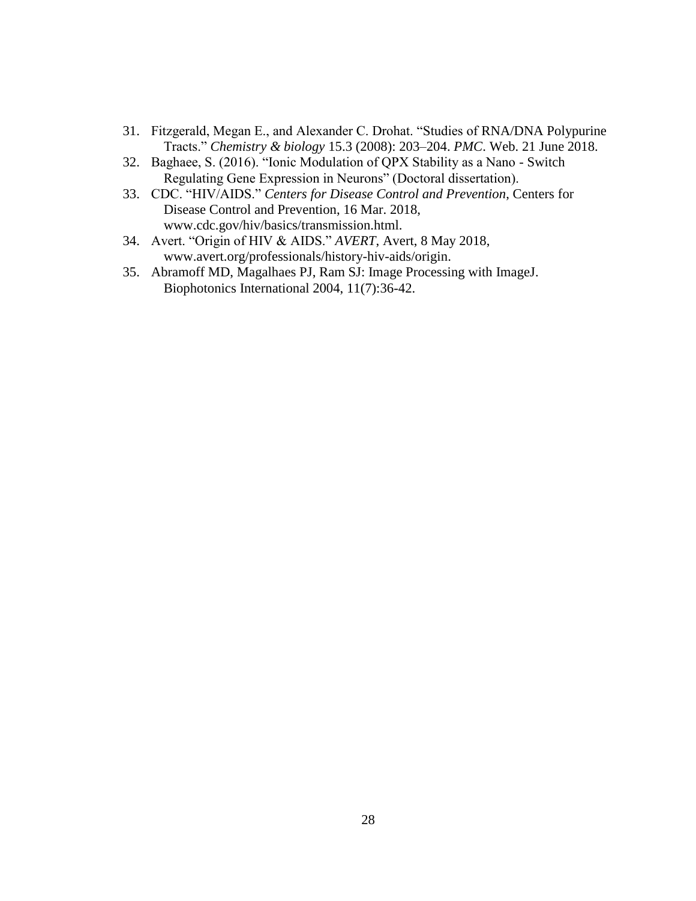31. Fitzgerald, Megan E., and Alexander C. Drohat. "Studies of RNA/DNA Polypurine Tracts." *Chemistry & biology* 15.3 (2008): 203–204. *PMC*. Web. 21 June 2018.
32. Baghaee, S. (2016). "Ionic Modulation of QPX Stability as a Nano - Switch Regulating Gene Expression in Neurons" (Doctoral dissertation).
33. CDC. "HIV/AIDS." *Centers for Disease Control and Prevention*, Centers for Disease Control and Prevention, 16 Mar. 2018, www.cdc.gov/hiv/basics/transmission.html.
34. Avert. "Origin of HIV & AIDS." *AVERT*, Avert, 8 May 2018, www.avert.org/professionals/history-hiv-aids/origin.
35. Abramoff MD, Magalhaes PJ, Ram SJ: Image Processing with ImageJ. Biophotonics International 2004, 11(7):36-42.